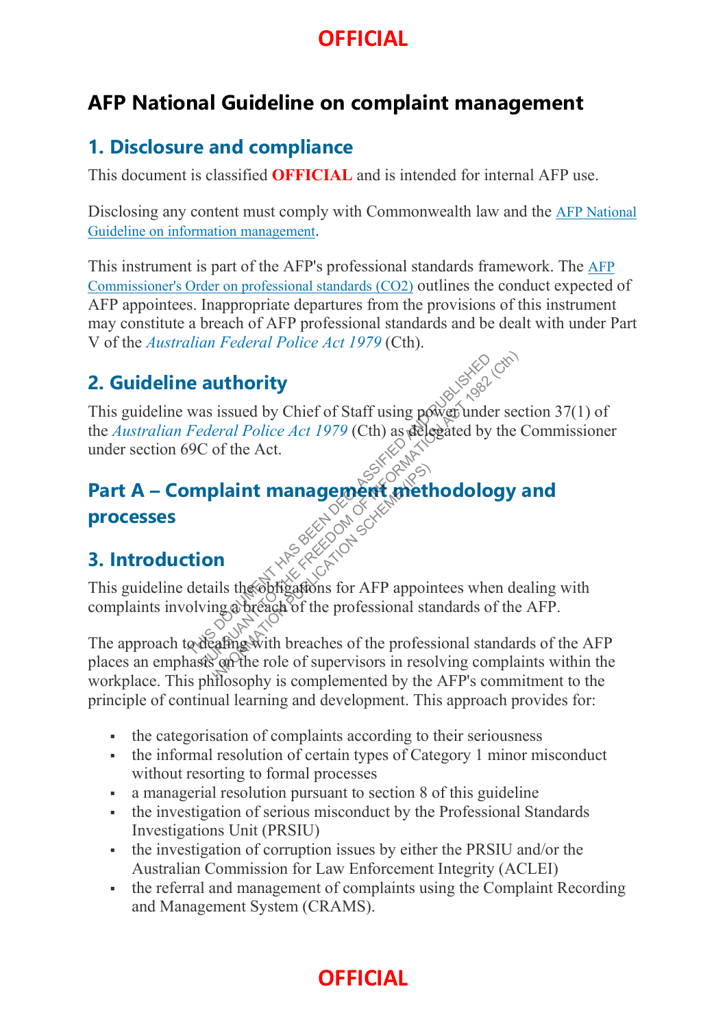# AFP National Guideline on complaint management

## 1. Disclosure and compliance

This document is classified **OFFICIAL** and is intended for internal AFP use.

Disclosing any content must comply with Commonwealth law and the AFP National Guideline on information management.

This instrument is part of the AFP's professional standards framework. The AFP Commissioner's Order on professional standards (CO2) outlines the conduct expected of AFP appointees. Inappropriate departures from the provisions of this instrument may constitute a breach of AFP professional standards and be dealt with under Part V of the *Australian Federal Police Act 1979* (Cth).

## 2. Guideline authority

This guideline was issued by Chief of Staff using power under section 37(1) of the *Australian Federal Police Act 1979* (Cth) as delegated by the Commissioner under section 69C of the Act.

# Part A – Complaint management methodology and processes

## 3. Introduction

This guideline details the obligations for AFP appointees when dealing with complaints involving a breach of the professional standards of the AFP.

The approach to dealing with breaches of the professional standards of the AFP places an emphasis on the role of supervisors in resolving complaints within the workplace. This philosophy is complemented by the AFP's commitment to the principle of continual learning and development. This approach provides for:

- the categorisation of complaints according to their seriousness
- the informal resolution of certain types of Category 1 minor misconduct without resorting to formal processes
- a managerial resolution pursuant to section 8 of this guideline
- the investigation of serious misconduct by the Professional Standards Investigations Unit (PRSIU)
- the investigation of corruption issues by either the PRSIU and/or the Australian Commission for Law Enforcement Integrity (ACLEI)
- the referral and management of complaints using the Complaint Recording and Management System (CRAMS).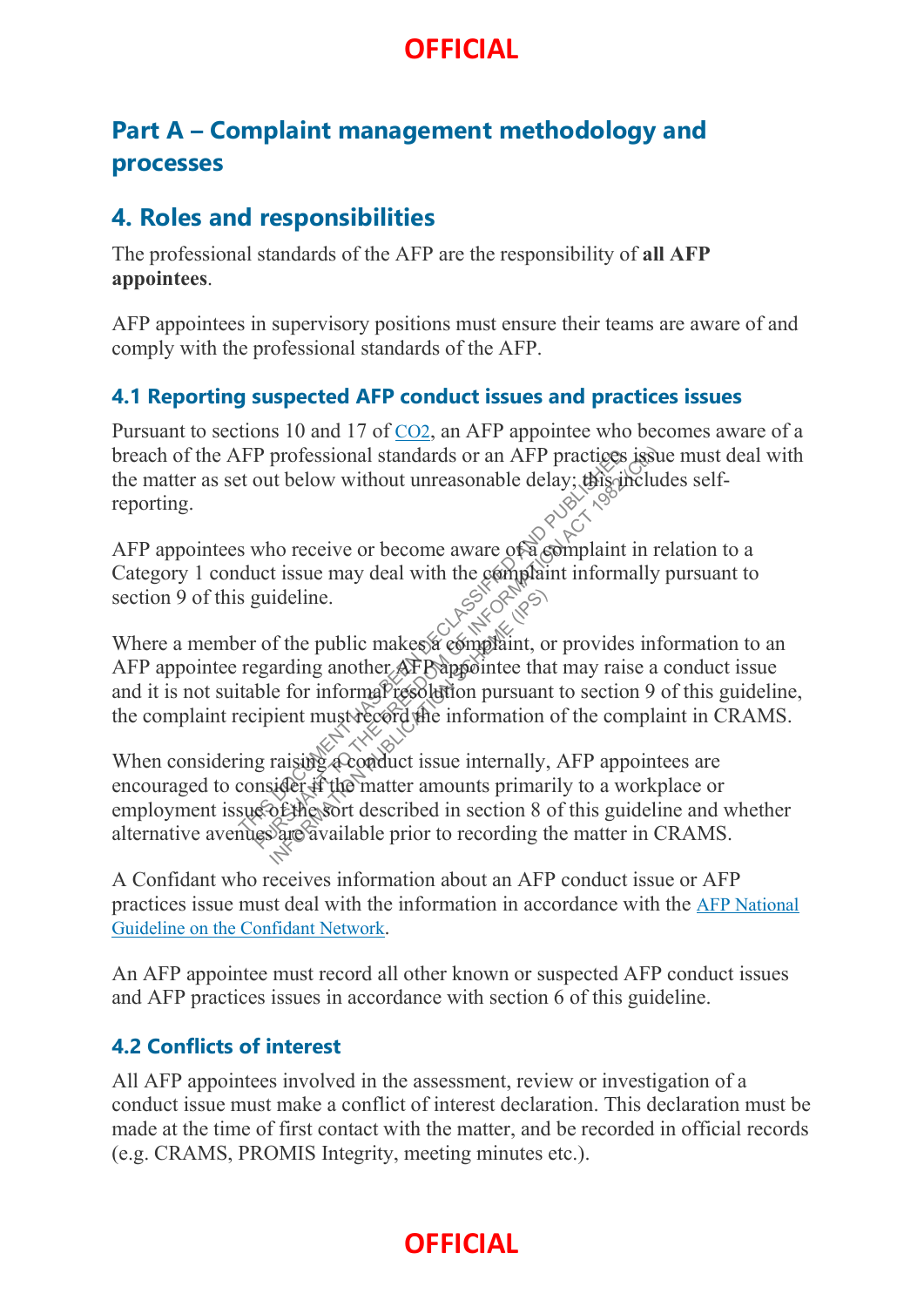## Part A – Complaint management methodology and processes

## 4. Roles and responsibilities

The professional standards of the AFP are the responsibility of **all AFP appointees**.

AFP appointees in supervisory positions must ensure their teams are aware of and comply with the professional standards of the AFP.

### 4.1 Reporting suspected AFP conduct issues and practices issues

Pursuant to sections 10 and 17 of CO2, an AFP appointee who becomes aware of a breach of the AFP professional standards or an AFP practices issue must deal with the matter as set out below without unreasonable delay; this includes self-reporting.

AFP appointees who receive or become aware of a complaint in relation to a Category 1 conduct issue may deal with the complaint informally pursuant to section 9 of this guideline.

Where a member of the public makes a complaint, or provides information to an AFP appointee regarding another AFP appointee that may raise a conduct issue and it is not suitable for informal resolution pursuant to section 9 of this guideline, the complaint recipient must record the information of the complaint in CRAMS.

When considering raising a conduct issue internally, AFP appointees are encouraged to consider if the matter amounts primarily to a workplace or employment issue of the sort described in section 8 of this guideline and whether alternative avenues are available prior to recording the matter in CRAMS.

A Confidant who receives information about an AFP conduct issue or AFP practices issue must deal with the information in accordance with the AFP National Guideline on the Confidant Network.

An AFP appointee must record all other known or suspected AFP conduct issues and AFP practices issues in accordance with section 6 of this guideline.

### 4.2 Conflicts of interest

All AFP appointees involved in the assessment, review or investigation of a conduct issue must make a conflict of interest declaration. This declaration must be made at the time of first contact with the matter, and be recorded in official records (e.g. CRAMS, PROMIS Integrity, meeting minutes etc.).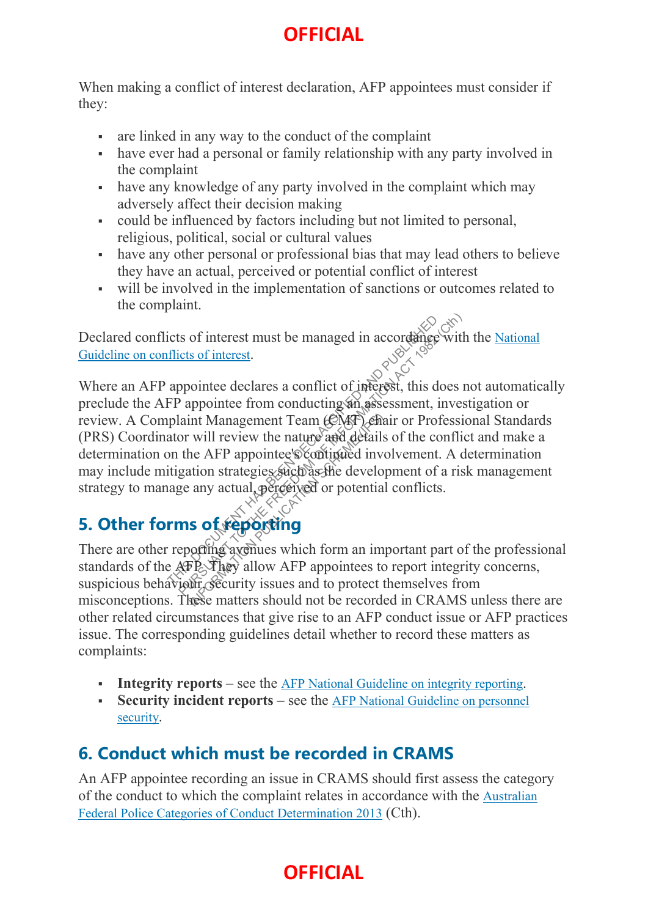When making a conflict of interest declaration, AFP appointees must consider if they:

- are linked in any way to the conduct of the complaint
- have ever had a personal or family relationship with any party involved in the complaint
- have any knowledge of any party involved in the complaint which may adversely affect their decision making
- could be influenced by factors including but not limited to personal, religious, political, social or cultural values
- have any other personal or professional bias that may lead others to believe they have an actual, perceived or potential conflict of interest
- will be involved in the implementation of sanctions or outcomes related to the complaint.

Declared conflicts of interest must be managed in accordance with the National Guideline on conflicts of interest.

Where an AFP appointee declares a conflict of interest, this does not automatically preclude the AFP appointee from conducting an assessment, investigation or review. A Complaint Management Team (CMT) chair or Professional Standards (PRS) Coordinator will review the nature and details of the conflict and make a determination on the AFP appointee's continued involvement. A determination may include mitigation strategies such as the development of a risk management strategy to manage any actual, perceived or potential conflicts.

## 5. Other forms of reporting

There are other reporting avenues which form an important part of the professional standards of the AFP. They allow AFP appointees to report integrity concerns, suspicious behaviour, security issues and to protect themselves from misconceptions. These matters should not be recorded in CRAMS unless there are other related circumstances that give rise to an AFP conduct issue or AFP practices issue. The corresponding guidelines detail whether to record these matters as complaints:

- **Integrity reports** – see the AFP National Guideline on integrity reporting.
- **Security incident reports** – see the AFP National Guideline on personnel security.

## 6. Conduct which must be recorded in CRAMS

An AFP appointee recording an issue in CRAMS should first assess the category of the conduct to which the complaint relates in accordance with the Australian Federal Police Categories of Conduct Determination 2013 (Cth).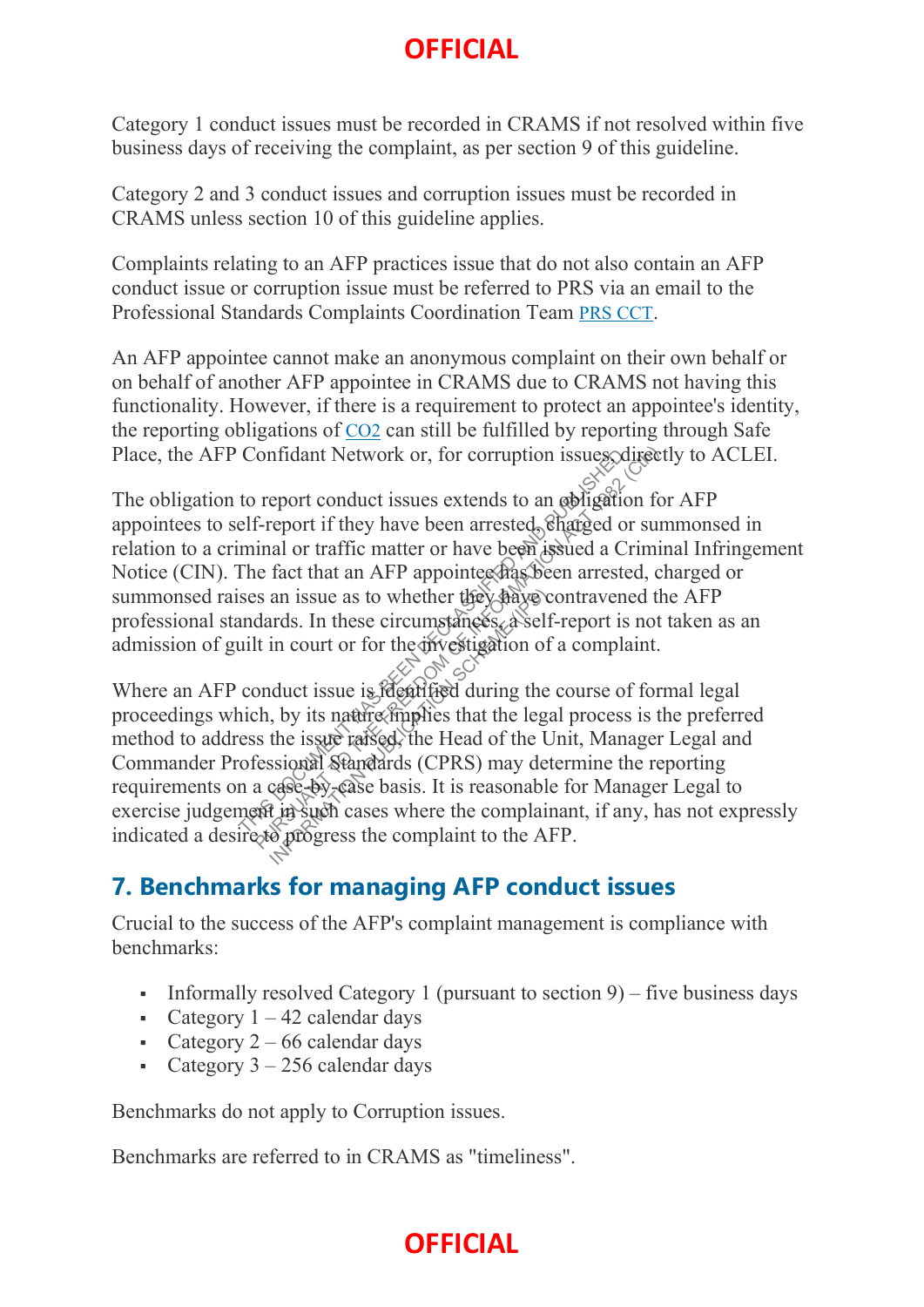Category 1 conduct issues must be recorded in CRAMS if not resolved within five business days of receiving the complaint, as per section 9 of this guideline.

Category 2 and 3 conduct issues and corruption issues must be recorded in CRAMS unless section 10 of this guideline applies.

Complaints relating to an AFP practices issue that do not also contain an AFP conduct issue or corruption issue must be referred to PRS via an email to the Professional Standards Complaints Coordination Team PRS CCT.

An AFP appointee cannot make an anonymous complaint on their own behalf or on behalf of another AFP appointee in CRAMS due to CRAMS not having this functionality. However, if there is a requirement to protect an appointee's identity, the reporting obligations of CO2 can still be fulfilled by reporting through Safe Place, the AFP Confidant Network or, for corruption issues, directly to ACLEI.

The obligation to report conduct issues extends to an obligation for AFP appointees to self-report if they have been arrested, charged or summonsed in relation to a criminal or traffic matter or have been issued a Criminal Infringement Notice (CIN). The fact that an AFP appointee has been arrested, charged or summonsed raises an issue as to whether they have contravened the AFP professional standards. In these circumstances, a self-report is not taken as an admission of guilt in court or for the investigation of a complaint.

Where an AFP conduct issue is identified during the course of formal legal proceedings which, by its nature implies that the legal process is the preferred method to address the issue raised, the Head of the Unit, Manager Legal and Commander Professional Standards (CPRS) may determine the reporting requirements on a case-by-case basis. It is reasonable for Manager Legal to exercise judgement in such cases where the complainant, if any, has not expressly indicated a desire to progress the complaint to the AFP.

## 7. Benchmarks for managing AFP conduct issues

Crucial to the success of the AFP's complaint management is compliance with benchmarks:

- Informally resolved Category 1 (pursuant to section 9) – five business days
- Category 1 – 42 calendar days
- Category 2 – 66 calendar days
- Category 3 – 256 calendar days

Benchmarks do not apply to Corruption issues.

Benchmarks are referred to in CRAMS as "timeliness".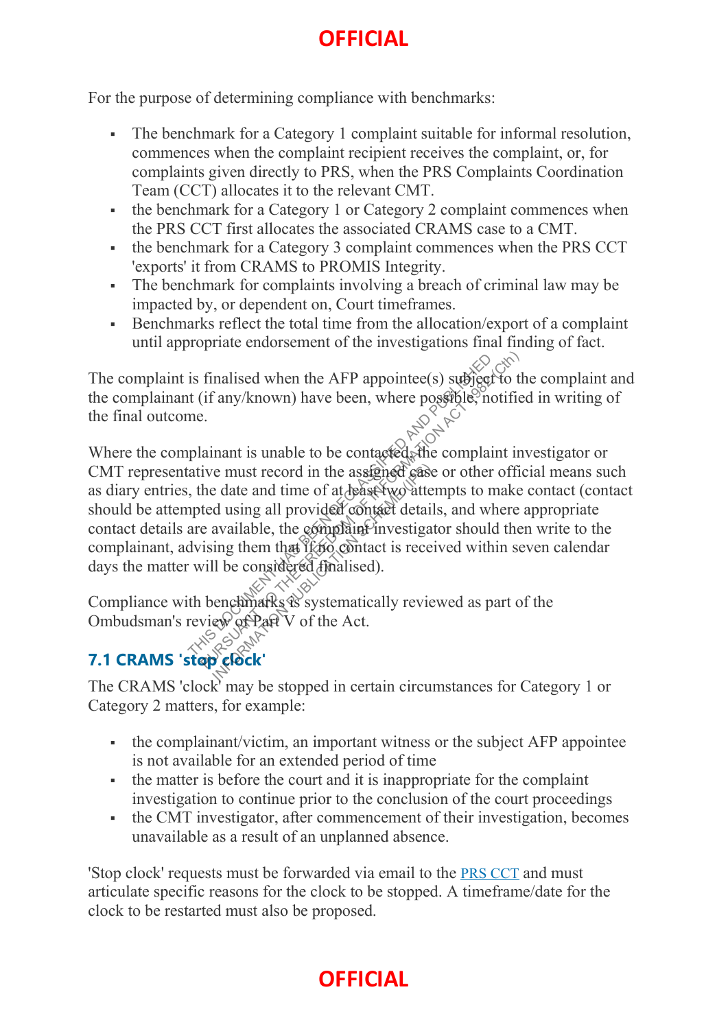For the purpose of determining compliance with benchmarks:

- The benchmark for a Category 1 complaint suitable for informal resolution, commences when the complaint recipient receives the complaint, or, for complaints given directly to PRS, when the PRS Complaints Coordination Team (CCT) allocates it to the relevant CMT.
- the benchmark for a Category 1 or Category 2 complaint commences when the PRS CCT first allocates the associated CRAMS case to a CMT.
- the benchmark for a Category 3 complaint commences when the PRS CCT 'exports' it from CRAMS to PROMIS Integrity.
- The benchmark for complaints involving a breach of criminal law may be impacted by, or dependent on, Court timeframes.
- Benchmarks reflect the total time from the allocation/export of a complaint until appropriate endorsement of the investigations final finding of fact.

The complaint is finalised when the AFP appointee(s) subject to the complaint and the complainant (if any/known) have been, where possible, notified in writing of the final outcome.

Where the complainant is unable to be contacted, the complaint investigator or CMT representative must record in the assigned case or other official means such as diary entries, the date and time of at least two attempts to make contact (contact should be attempted using all provided contact details, and where appropriate contact details are available, the complaint investigator should then write to the complainant, advising them that if no contact is received within seven calendar days the matter will be considered finalised).

Compliance with benchmarks is systematically reviewed as part of the Ombudsman's review of Part V of the Act.

## 7.1 CRAMS 'stop clock'

The CRAMS 'clock' may be stopped in certain circumstances for Category 1 or Category 2 matters, for example:

- the complainant/victim, an important witness or the subject AFP appointee is not available for an extended period of time
- the matter is before the court and it is inappropriate for the complaint investigation to continue prior to the conclusion of the court proceedings
- the CMT investigator, after commencement of their investigation, becomes unavailable as a result of an unplanned absence.

'Stop clock' requests must be forwarded via email to the PRS CCT and must articulate specific reasons for the clock to be stopped. A timeframe/date for the clock to be restarted must also be proposed.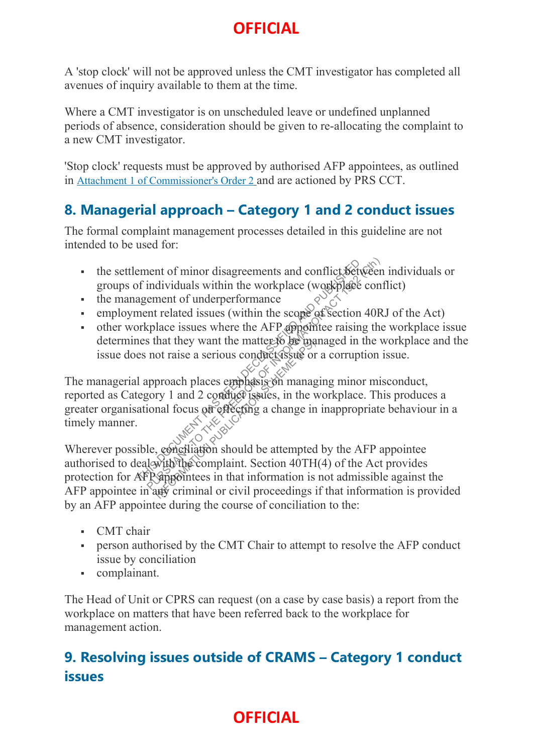A 'stop clock' will not be approved unless the CMT investigator has completed all avenues of inquiry available to them at the time.

Where a CMT investigator is on unscheduled leave or undefined unplanned periods of absence, consideration should be given to re-allocating the complaint to a new CMT investigator.

'Stop clock' requests must be approved by authorised AFP appointees, as outlined in Attachment 1 of Commissioner's Order 2 and are actioned by PRS CCT.

## 8. Managerial approach – Category 1 and 2 conduct issues

The formal complaint management processes detailed in this guideline are not intended to be used for:

- the settlement of minor disagreements and conflict between individuals or groups of individuals within the workplace (workplace conflict)
- the management of underperformance
- employment related issues (within the scope of section 40RJ of the Act)
- other workplace issues where the AFP appointee raising the workplace issue determines that they want the matter to be managed in the workplace and the issue does not raise a serious conduct issue or a corruption issue.

The managerial approach places emphasis on managing minor misconduct, reported as Category 1 and 2 conduct issues, in the workplace. This produces a greater organisational focus on effecting a change in inappropriate behaviour in a timely manner.

Wherever possible, conciliation should be attempted by the AFP appointee authorised to deal with the complaint. Section 40TH(4) of the Act provides protection for AFP appointees in that information is not admissible against the AFP appointee in any criminal or civil proceedings if that information is provided by an AFP appointee during the course of conciliation to the:

- CMT chair
- person authorised by the CMT Chair to attempt to resolve the AFP conduct issue by conciliation
- complainant.

The Head of Unit or CPRS can request (on a case by case basis) a report from the workplace on matters that have been referred back to the workplace for management action.

## 9. Resolving issues outside of CRAMS – Category 1 conduct issues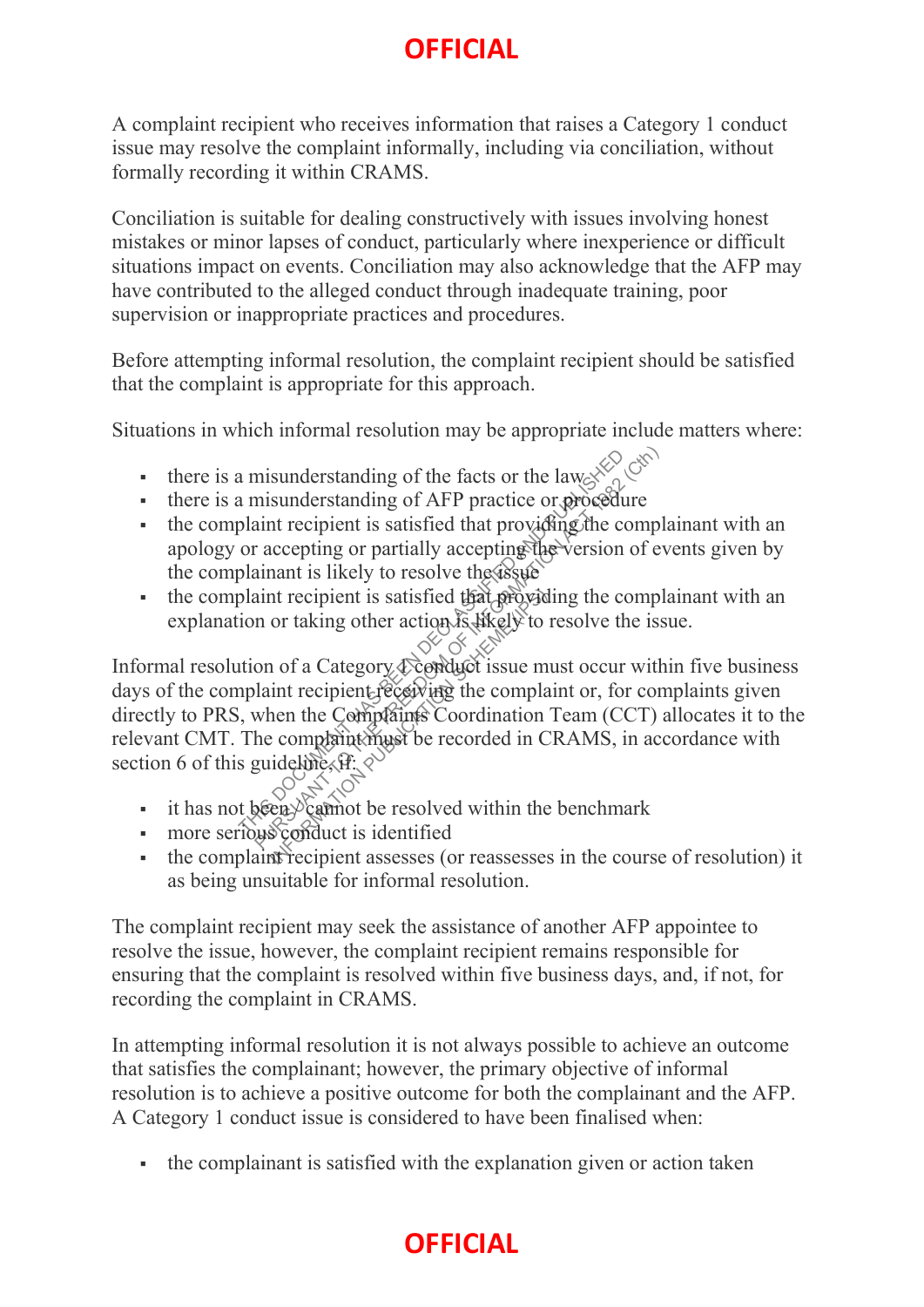A complaint recipient who receives information that raises a Category 1 conduct issue may resolve the complaint informally, including via conciliation, without formally recording it within CRAMS.

Conciliation is suitable for dealing constructively with issues involving honest mistakes or minor lapses of conduct, particularly where inexperience or difficult situations impact on events. Conciliation may also acknowledge that the AFP may have contributed to the alleged conduct through inadequate training, poor supervision or inappropriate practices and procedures.

Before attempting informal resolution, the complaint recipient should be satisfied that the complaint is appropriate for this approach.

Situations in which informal resolution may be appropriate include matters where:

- there is a misunderstanding of the facts or the law
- there is a misunderstanding of AFP practice or procedure
- the complaint recipient is satisfied that providing the complainant with an apology or accepting or partially accepting the version of events given by the complainant is likely to resolve the issue
- the complaint recipient is satisfied that providing the complainant with an explanation or taking other action is likely to resolve the issue.

Informal resolution of a Category 1 conduct issue must occur within five business days of the complaint recipient receiving the complaint or, for complaints given directly to PRS, when the Complaints Coordination Team (CCT) allocates it to the relevant CMT. The complaint must be recorded in CRAMS, in accordance with section 6 of this guideline, if:

- it has not been/cannot be resolved within the benchmark
- more serious conduct is identified
- the complaint recipient assesses (or reassesses in the course of resolution) it as being unsuitable for informal resolution.

The complaint recipient may seek the assistance of another AFP appointee to resolve the issue, however, the complaint recipient remains responsible for ensuring that the complaint is resolved within five business days, and, if not, for recording the complaint in CRAMS.

In attempting informal resolution it is not always possible to achieve an outcome that satisfies the complainant; however, the primary objective of informal resolution is to achieve a positive outcome for both the complainant and the AFP. A Category 1 conduct issue is considered to have been finalised when:

- the complainant is satisfied with the explanation given or action taken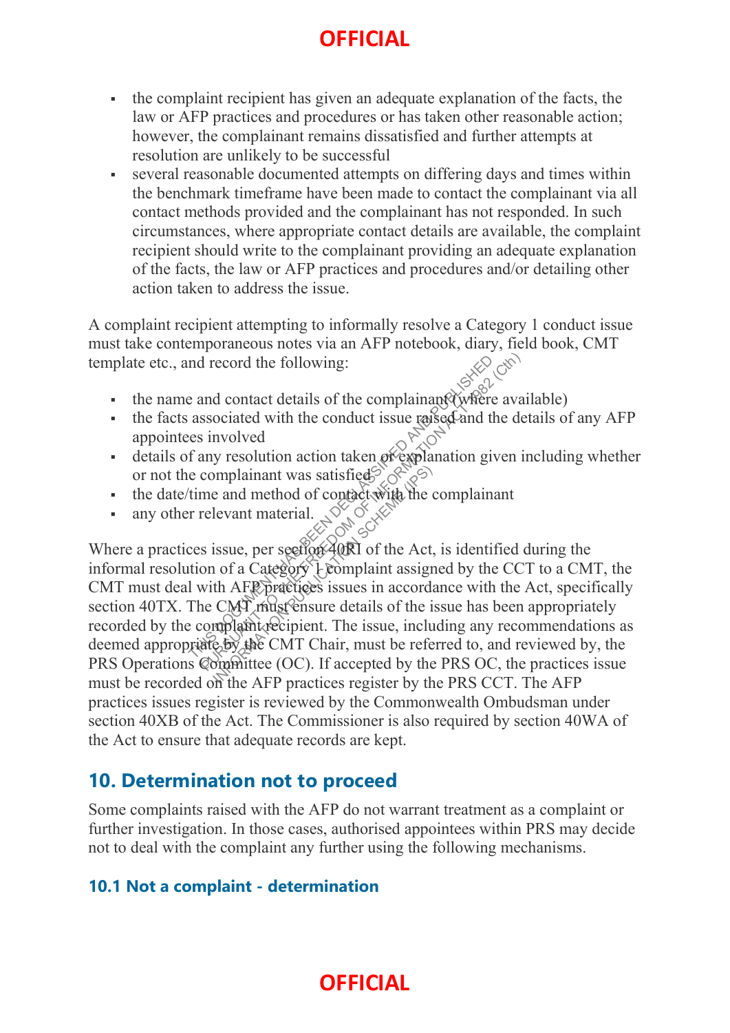- the complaint recipient has given an adequate explanation of the facts, the law or AFP practices and procedures or has taken other reasonable action; however, the complainant remains dissatisfied and further attempts at resolution are unlikely to be successful
- several reasonable documented attempts on differing days and times within the benchmark timeframe have been made to contact the complainant via all contact methods provided and the complainant has not responded. In such circumstances, where appropriate contact details are available, the complaint recipient should write to the complainant providing an adequate explanation of the facts, the law or AFP practices and procedures and/or detailing other action taken to address the issue.

A complaint recipient attempting to informally resolve a Category 1 conduct issue must take contemporaneous notes via an AFP notebook, diary, field book, CMT template etc., and record the following:

- the name and contact details of the complainant (where available)
- the facts associated with the conduct issue raised and the details of any AFP appointees involved
- details of any resolution action taken or explanation given including whether or not the complainant was satisfied
- the date/time and method of contact with the complainant
- any other relevant material.

Where a practices issue, per section 40RI of the Act, is identified during the informal resolution of a Category 1 complaint assigned by the CCT to a CMT, the CMT must deal with AFP practices issues in accordance with the Act, specifically section 40TX. The CMT must ensure details of the issue has been appropriately recorded by the complaint recipient. The issue, including any recommendations as deemed appropriate by the CMT Chair, must be referred to, and reviewed by, the PRS Operations Committee (OC). If accepted by the PRS OC, the practices issue must be recorded on the AFP practices register by the PRS CCT. The AFP practices issues register is reviewed by the Commonwealth Ombudsman under section 40XB of the Act. The Commissioner is also required by section 40WA of the Act to ensure that adequate records are kept.

## 10. Determination not to proceed

Some complaints raised with the AFP do not warrant treatment as a complaint or further investigation. In those cases, authorised appointees within PRS may decide not to deal with the complaint any further using the following mechanisms.

### 10.1 Not a complaint - determination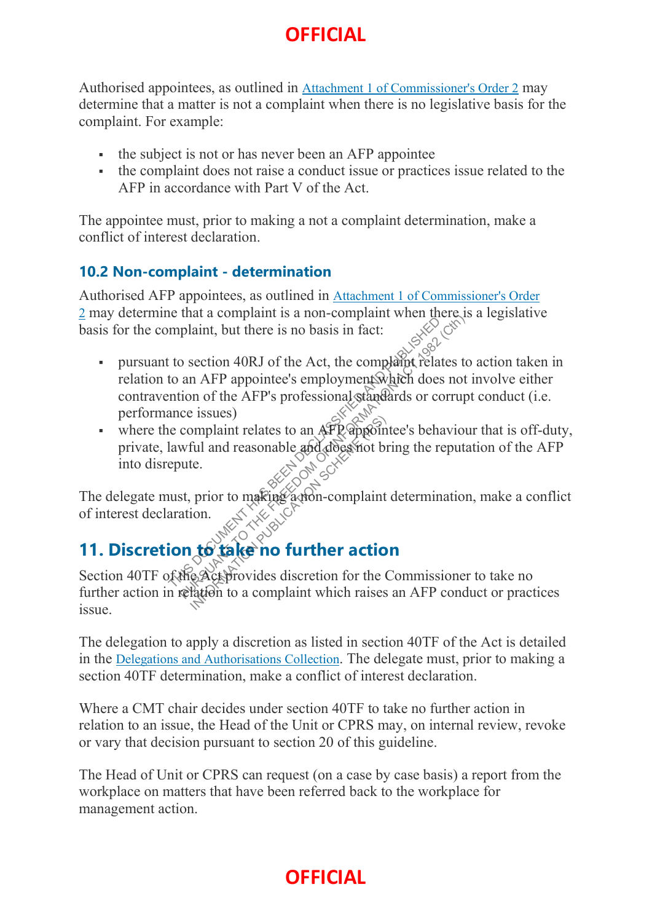Authorised appointees, as outlined in [Attachment 1 of Commissioner's Order 2] may determine that a matter is not a complaint when there is no legislative basis for the complaint. For example:

- the subject is not or has never been an AFP appointee
- the complaint does not raise a conduct issue or practices issue related to the AFP in accordance with Part V of the Act.

The appointee must, prior to making a not a complaint determination, make a conflict of interest declaration.

### 10.2 Non-complaint - determination

Authorised AFP appointees, as outlined in [Attachment 1 of Commissioner's Order 2] may determine that a complaint is a non-complaint when there is a legislative basis for the complaint, but there is no basis in fact:

- pursuant to section 40RJ of the Act, the complaint relates to action taken in relation to an AFP appointee's employment which does not involve either contravention of the AFP's professional standards or corrupt conduct (i.e. performance issues)
- where the complaint relates to an AFP appointee's behaviour that is off-duty, private, lawful and reasonable and does not bring the reputation of the AFP into disrepute.

The delegate must, prior to making a non-complaint determination, make a conflict of interest declaration.

## 11. Discretion to take no further action

Section 40TF of the Act provides discretion for the Commissioner to take no further action in relation to a complaint which raises an AFP conduct or practices issue.

The delegation to apply a discretion as listed in section 40TF of the Act is detailed in the [Delegations and Authorisations Collection]. The delegate must, prior to making a section 40TF determination, make a conflict of interest declaration.

Where a CMT chair decides under section 40TF to take no further action in relation to an issue, the Head of the Unit or CPRS may, on internal review, revoke or vary that decision pursuant to section 20 of this guideline.

The Head of Unit or CPRS can request (on a case by case basis) a report from the workplace on matters that have been referred back to the workplace for management action.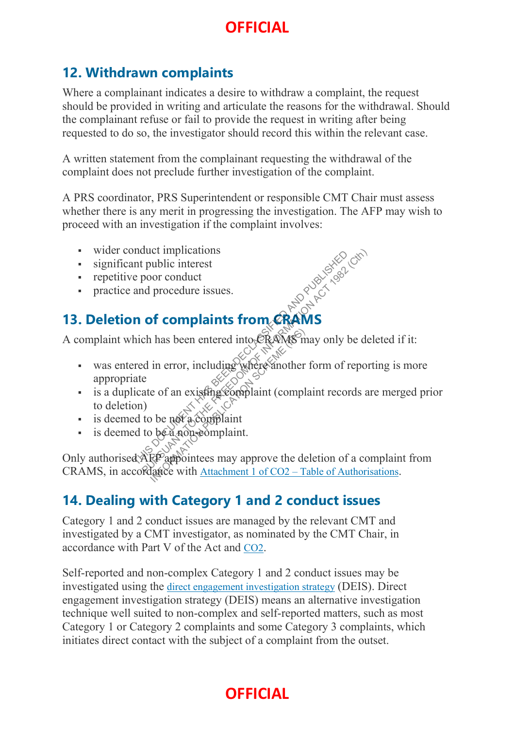## 12. Withdrawn complaints

Where a complainant indicates a desire to withdraw a complaint, the request should be provided in writing and articulate the reasons for the withdrawal. Should the complainant refuse or fail to provide the request in writing after being requested to do so, the investigator should record this within the relevant case.

A written statement from the complainant requesting the withdrawal of the complaint does not preclude further investigation of the complaint.

A PRS coordinator, PRS Superintendent or responsible CMT Chair must assess whether there is any merit in progressing the investigation. The AFP may wish to proceed with an investigation if the complaint involves:

- wider conduct implications
- significant public interest
- repetitive poor conduct
- practice and procedure issues.

## 13. Deletion of complaints from CRAMS

A complaint which has been entered into CRAMS may only be deleted if it:

- was entered in error, including where another form of reporting is more appropriate
- is a duplicate of an existing complaint (complaint records are merged prior to deletion)
- is deemed to be not a complaint
- is deemed to be a non-complaint.

Only authorised AFP appointees may approve the deletion of a complaint from CRAMS, in accordance with Attachment 1 of CO2 – Table of Authorisations.

## 14. Dealing with Category 1 and 2 conduct issues

Category 1 and 2 conduct issues are managed by the relevant CMT and investigated by a CMT investigator, as nominated by the CMT Chair, in accordance with Part V of the Act and CO2.

Self-reported and non-complex Category 1 and 2 conduct issues may be investigated using the direct engagement investigation strategy (DEIS). Direct engagement investigation strategy (DEIS) means an alternative investigation technique well suited to non-complex and self-reported matters, such as most Category 1 or Category 2 complaints and some Category 3 complaints, which initiates direct contact with the subject of a complaint from the outset.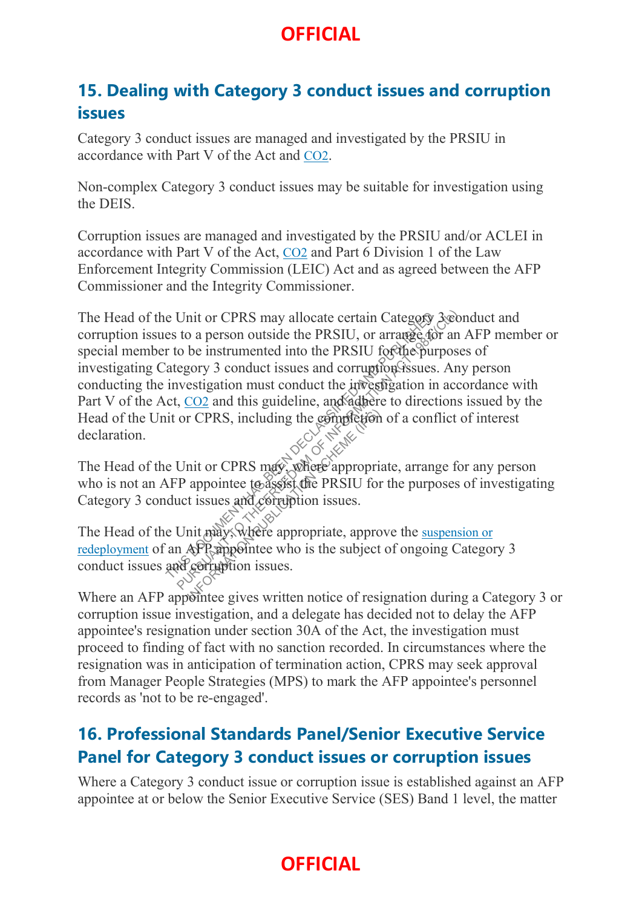## 15. Dealing with Category 3 conduct issues and corruption issues

Category 3 conduct issues are managed and investigated by the PRSIU in accordance with Part V of the Act and CO2.

Non-complex Category 3 conduct issues may be suitable for investigation using the DEIS.

Corruption issues are managed and investigated by the PRSIU and/or ACLEI in accordance with Part V of the Act, CO2 and Part 6 Division 1 of the Law Enforcement Integrity Commission (LEIC) Act and as agreed between the AFP Commissioner and the Integrity Commissioner.

The Head of the Unit or CPRS may allocate certain Category 3 conduct and corruption issues to a person outside the PRSIU, or arrange for an AFP member or special member to be instrumented into the PRSIU for the purposes of investigating Category 3 conduct issues and corruption issues. Any person conducting the investigation must conduct the investigation in accordance with Part V of the Act, CO2 and this guideline, and adhere to directions issued by the Head of the Unit or CPRS, including the completion of a conflict of interest declaration.

The Head of the Unit or CPRS may, where appropriate, arrange for any person who is not an AFP appointee to assist the PRSIU for the purposes of investigating Category 3 conduct issues and corruption issues.

The Head of the Unit may, where appropriate, approve the suspension or redeployment of an AFP appointee who is the subject of ongoing Category 3 conduct issues and corruption issues.

Where an AFP appointee gives written notice of resignation during a Category 3 or corruption issue investigation, and a delegate has decided not to delay the AFP appointee's resignation under section 30A of the Act, the investigation must proceed to finding of fact with no sanction recorded. In circumstances where the resignation was in anticipation of termination action, CPRS may seek approval from Manager People Strategies (MPS) to mark the AFP appointee's personnel records as 'not to be re-engaged'.

## 16. Professional Standards Panel/Senior Executive Service Panel for Category 3 conduct issues or corruption issues

Where a Category 3 conduct issue or corruption issue is established against an AFP appointee at or below the Senior Executive Service (SES) Band 1 level, the matter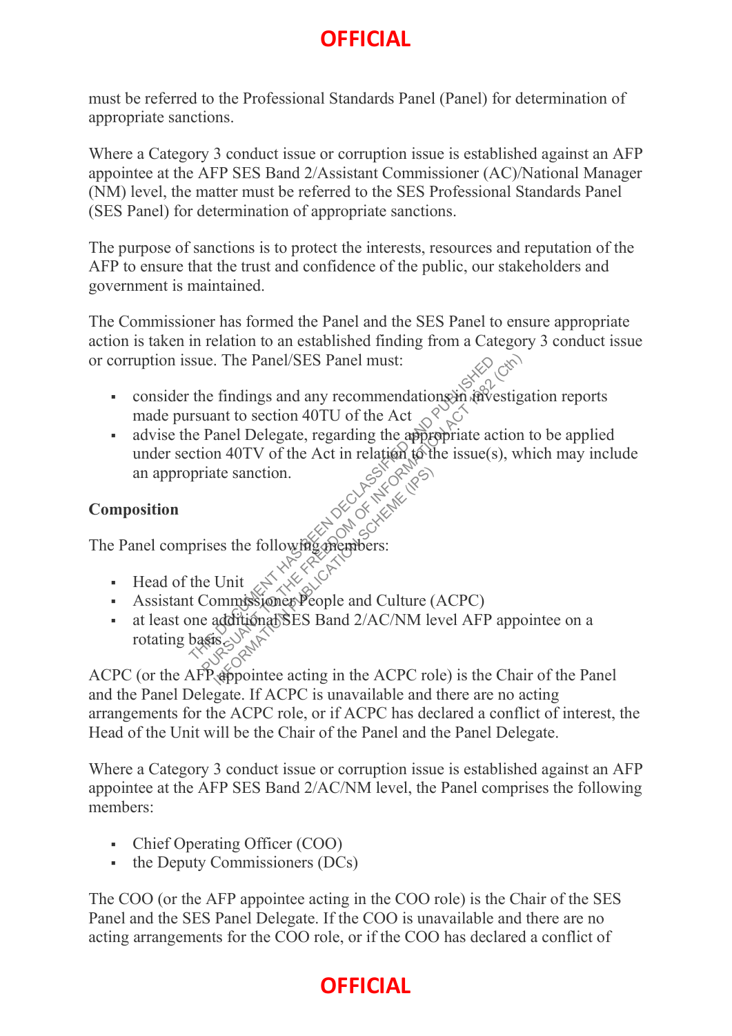must be referred to the Professional Standards Panel (Panel) for determination of appropriate sanctions.

Where a Category 3 conduct issue or corruption issue is established against an AFP appointee at the AFP SES Band 2/Assistant Commissioner (AC)/National Manager (NM) level, the matter must be referred to the SES Professional Standards Panel (SES Panel) for determination of appropriate sanctions.

The purpose of sanctions is to protect the interests, resources and reputation of the AFP to ensure that the trust and confidence of the public, our stakeholders and government is maintained.

The Commissioner has formed the Panel and the SES Panel to ensure appropriate action is taken in relation to an established finding from a Category 3 conduct issue or corruption issue. The Panel/SES Panel must:

- consider the findings and any recommendations in investigation reports made pursuant to section 40TU of the Act
- advise the Panel Delegate, regarding the appropriate action to be applied under section 40TV of the Act in relation to the issue(s), which may include an appropriate sanction.

**Composition**

The Panel comprises the following members:

- Head of the Unit
- Assistant Commissioner People and Culture (ACPC)
- at least one additional SES Band 2/AC/NM level AFP appointee on a rotating basis.

ACPC (or the AFP appointee acting in the ACPC role) is the Chair of the Panel and the Panel Delegate. If ACPC is unavailable and there are no acting arrangements for the ACPC role, or if ACPC has declared a conflict of interest, the Head of the Unit will be the Chair of the Panel and the Panel Delegate.

Where a Category 3 conduct issue or corruption issue is established against an AFP appointee at the AFP SES Band 2/AC/NM level, the Panel comprises the following members:

- Chief Operating Officer (COO)
- the Deputy Commissioners (DCs)

The COO (or the AFP appointee acting in the COO role) is the Chair of the SES Panel and the SES Panel Delegate. If the COO is unavailable and there are no acting arrangements for the COO role, or if the COO has declared a conflict of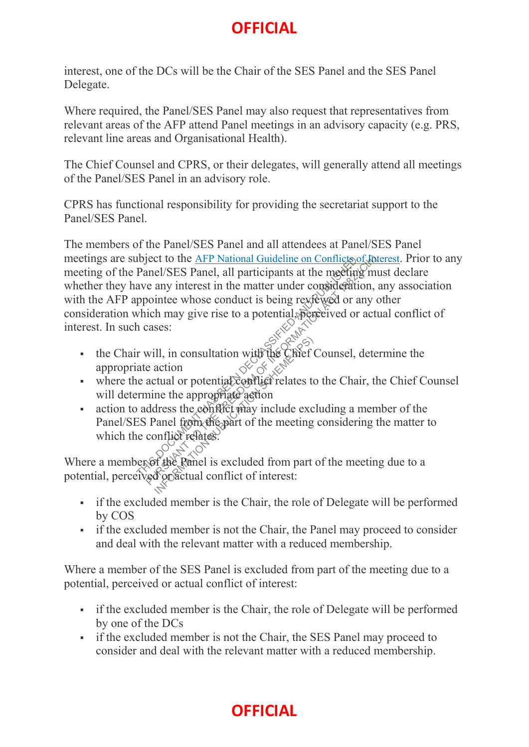interest, one of the DCs will be the Chair of the SES Panel and the SES Panel Delegate.

Where required, the Panel/SES Panel may also request that representatives from relevant areas of the AFP attend Panel meetings in an advisory capacity (e.g. PRS, relevant line areas and Organisational Health).

The Chief Counsel and CPRS, or their delegates, will generally attend all meetings of the Panel/SES Panel in an advisory role.

CPRS has functional responsibility for providing the secretariat support to the Panel/SES Panel.

The members of the Panel/SES Panel and all attendees at Panel/SES Panel meetings are subject to the AFP National Guideline on Conflicts of Interest. Prior to any meeting of the Panel/SES Panel, all participants at the meeting must declare whether they have any interest in the matter under consideration, any association with the AFP appointee whose conduct is being reviewed or any other consideration which may give rise to a potential, perceived or actual conflict of interest. In such cases:

- the Chair will, in consultation with the Chief Counsel, determine the appropriate action
- where the actual or potential conflict relates to the Chair, the Chief Counsel will determine the appropriate action
- action to address the conflict may include excluding a member of the Panel/SES Panel from the part of the meeting considering the matter to which the conflict relates.

Where a member of the Panel is excluded from part of the meeting due to a potential, perceived or actual conflict of interest:

- if the excluded member is the Chair, the role of Delegate will be performed by COS
- if the excluded member is not the Chair, the Panel may proceed to consider and deal with the relevant matter with a reduced membership.

Where a member of the SES Panel is excluded from part of the meeting due to a potential, perceived or actual conflict of interest:

- if the excluded member is the Chair, the role of Delegate will be performed by one of the DCs
- if the excluded member is not the Chair, the SES Panel may proceed to consider and deal with the relevant matter with a reduced membership.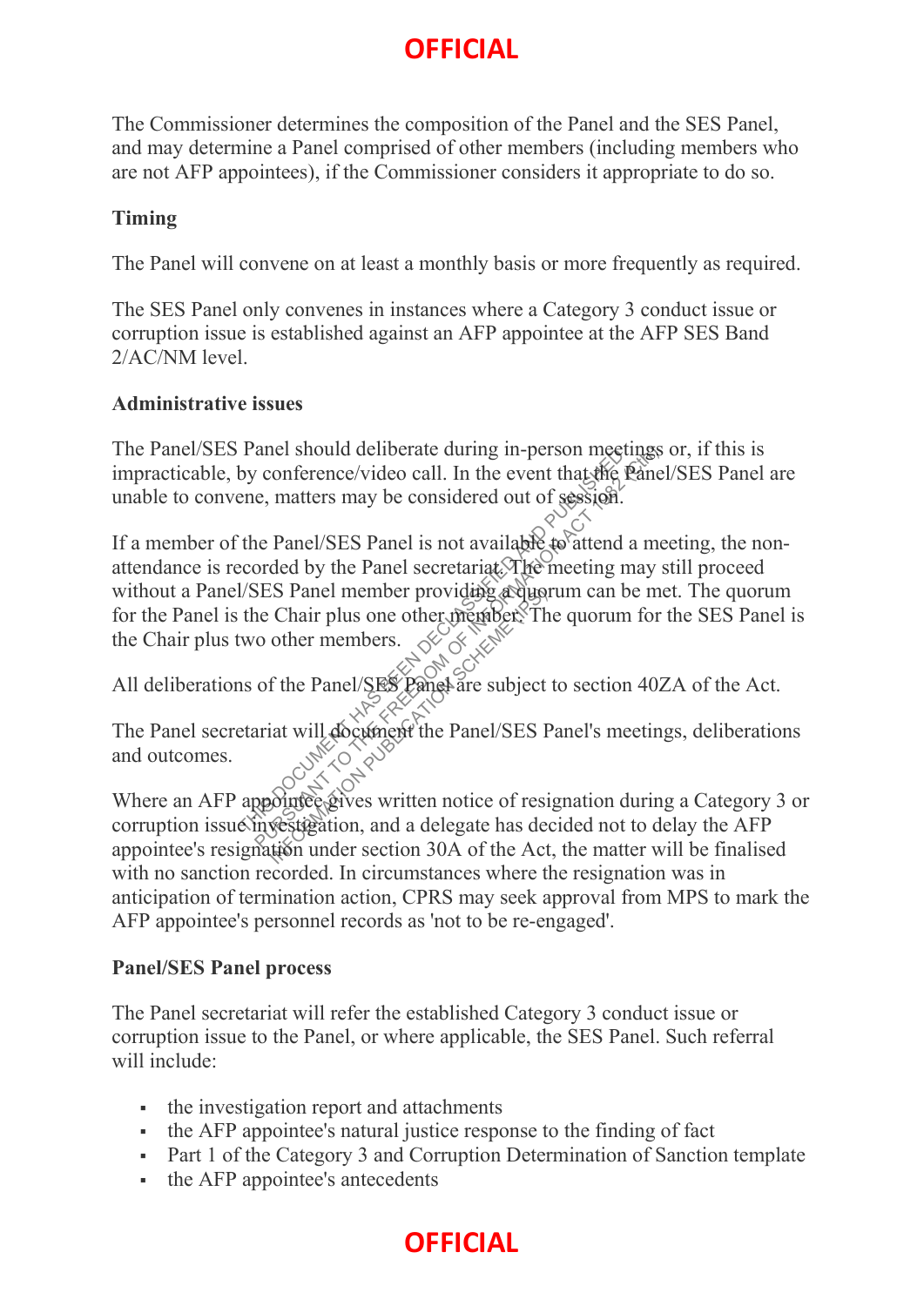The Commissioner determines the composition of the Panel and the SES Panel, and may determine a Panel comprised of other members (including members who are not AFP appointees), if the Commissioner considers it appropriate to do so.

**Timing**

The Panel will convene on at least a monthly basis or more frequently as required.

The SES Panel only convenes in instances where a Category 3 conduct issue or corruption issue is established against an AFP appointee at the AFP SES Band 2/AC/NM level.

**Administrative issues**

The Panel/SES Panel should deliberate during in-person meetings or, if this is impracticable, by conference/video call. In the event that the Panel/SES Panel are unable to convene, matters may be considered out of session.

If a member of the Panel/SES Panel is not available to attend a meeting, the non-attendance is recorded by the Panel secretariat. The meeting may still proceed without a Panel/SES Panel member providing a quorum can be met. The quorum for the Panel is the Chair plus one other member. The quorum for the SES Panel is the Chair plus two other members.

All deliberations of the Panel/SES Panel are subject to section 40ZA of the Act.

The Panel secretariat will document the Panel/SES Panel's meetings, deliberations and outcomes.

Where an AFP appointee gives written notice of resignation during a Category 3 or corruption issue investigation, and a delegate has decided not to delay the AFP appointee's resignation under section 30A of the Act, the matter will be finalised with no sanction recorded. In circumstances where the resignation was in anticipation of termination action, CPRS may seek approval from MPS to mark the AFP appointee's personnel records as 'not to be re-engaged'.

**Panel/SES Panel process**

The Panel secretariat will refer the established Category 3 conduct issue or corruption issue to the Panel, or where applicable, the SES Panel. Such referral will include:

- the investigation report and attachments
- the AFP appointee's natural justice response to the finding of fact
- Part 1 of the Category 3 and Corruption Determination of Sanction template
- the AFP appointee's antecedents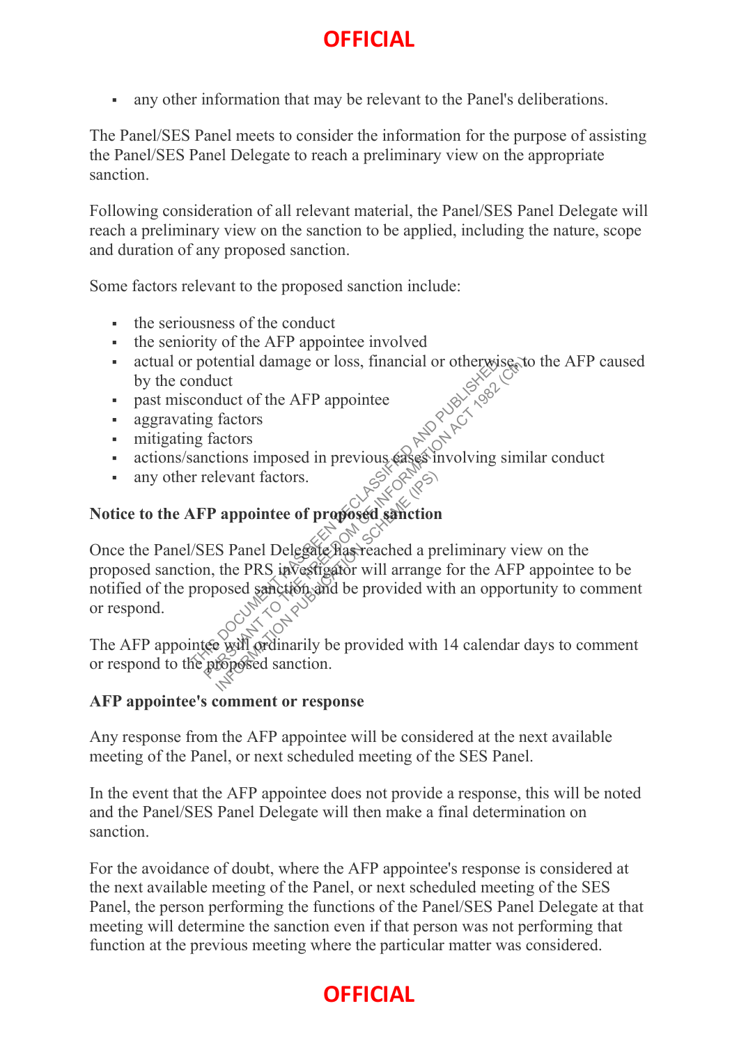- any other information that may be relevant to the Panel's deliberations.

The Panel/SES Panel meets to consider the information for the purpose of assisting the Panel/SES Panel Delegate to reach a preliminary view on the appropriate sanction.

Following consideration of all relevant material, the Panel/SES Panel Delegate will reach a preliminary view on the sanction to be applied, including the nature, scope and duration of any proposed sanction.

Some factors relevant to the proposed sanction include:

- the seriousness of the conduct
- the seniority of the AFP appointee involved
- actual or potential damage or loss, financial or otherwise, to the AFP caused by the conduct
- past misconduct of the AFP appointee
- aggravating factors
- mitigating factors
- actions/sanctions imposed in previous cases involving similar conduct
- any other relevant factors.

**Notice to the AFP appointee of proposed sanction**

Once the Panel/SES Panel Delegate has reached a preliminary view on the proposed sanction, the PRS investigator will arrange for the AFP appointee to be notified of the proposed sanction and be provided with an opportunity to comment or respond.

The AFP appointee will ordinarily be provided with 14 calendar days to comment or respond to the proposed sanction.

**AFP appointee's comment or response**

Any response from the AFP appointee will be considered at the next available meeting of the Panel, or next scheduled meeting of the SES Panel.

In the event that the AFP appointee does not provide a response, this will be noted and the Panel/SES Panel Delegate will then make a final determination on sanction.

For the avoidance of doubt, where the AFP appointee's response is considered at the next available meeting of the Panel, or next scheduled meeting of the SES Panel, the person performing the functions of the Panel/SES Panel Delegate at that meeting will determine the sanction even if that person was not performing that function at the previous meeting where the particular matter was considered.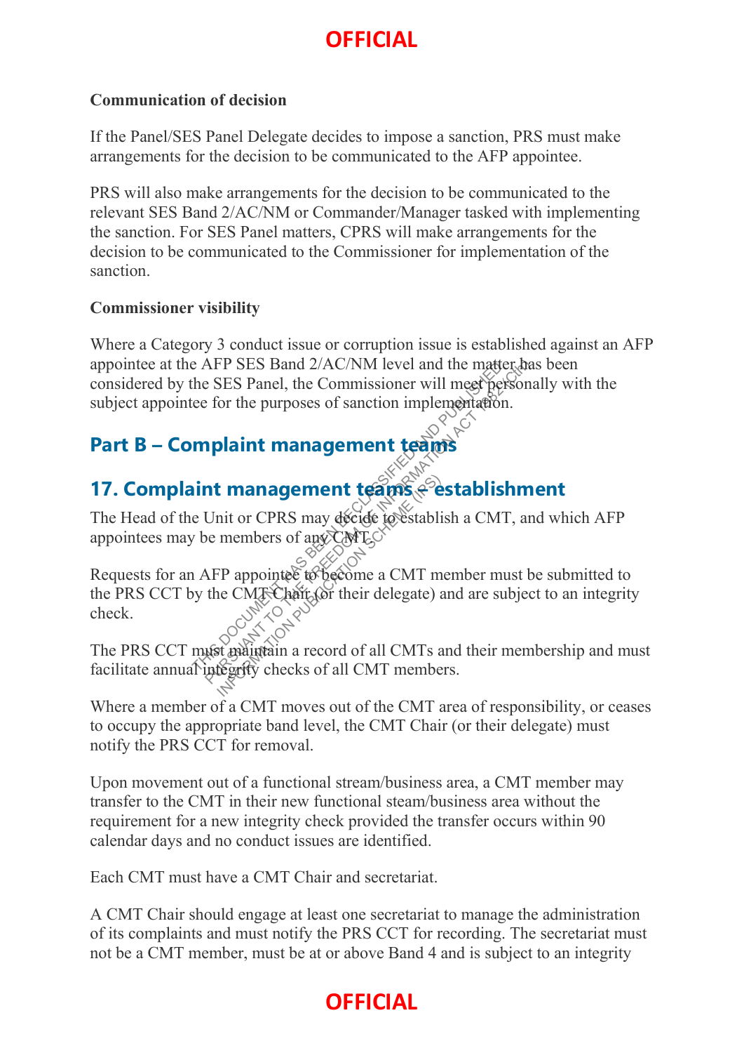**Communication of decision**

If the Panel/SES Panel Delegate decides to impose a sanction, PRS must make arrangements for the decision to be communicated to the AFP appointee.

PRS will also make arrangements for the decision to be communicated to the relevant SES Band 2/AC/NM or Commander/Manager tasked with implementing the sanction. For SES Panel matters, CPRS will make arrangements for the decision to be communicated to the Commissioner for implementation of the sanction.

**Commissioner visibility**

Where a Category 3 conduct issue or corruption issue is established against an AFP appointee at the AFP SES Band 2/AC/NM level and the matter has been considered by the SES Panel, the Commissioner will meet personally with the subject appointee for the purposes of sanction implementation.

# Part B – Complaint management teams

## 17. Complaint management teams – establishment

The Head of the Unit or CPRS may decide to establish a CMT, and which AFP appointees may be members of any CMT.

Requests for an AFP appointee to become a CMT member must be submitted to the PRS CCT by the CMT Chair (or their delegate) and are subject to an integrity check.

The PRS CCT must maintain a record of all CMTs and their membership and must facilitate annual integrity checks of all CMT members.

Where a member of a CMT moves out of the CMT area of responsibility, or ceases to occupy the appropriate band level, the CMT Chair (or their delegate) must notify the PRS CCT for removal.

Upon movement out of a functional stream/business area, a CMT member may transfer to the CMT in their new functional steam/business area without the requirement for a new integrity check provided the transfer occurs within 90 calendar days and no conduct issues are identified.

Each CMT must have a CMT Chair and secretariat.

A CMT Chair should engage at least one secretariat to manage the administration of its complaints and must notify the PRS CCT for recording. The secretariat must not be a CMT member, must be at or above Band 4 and is subject to an integrity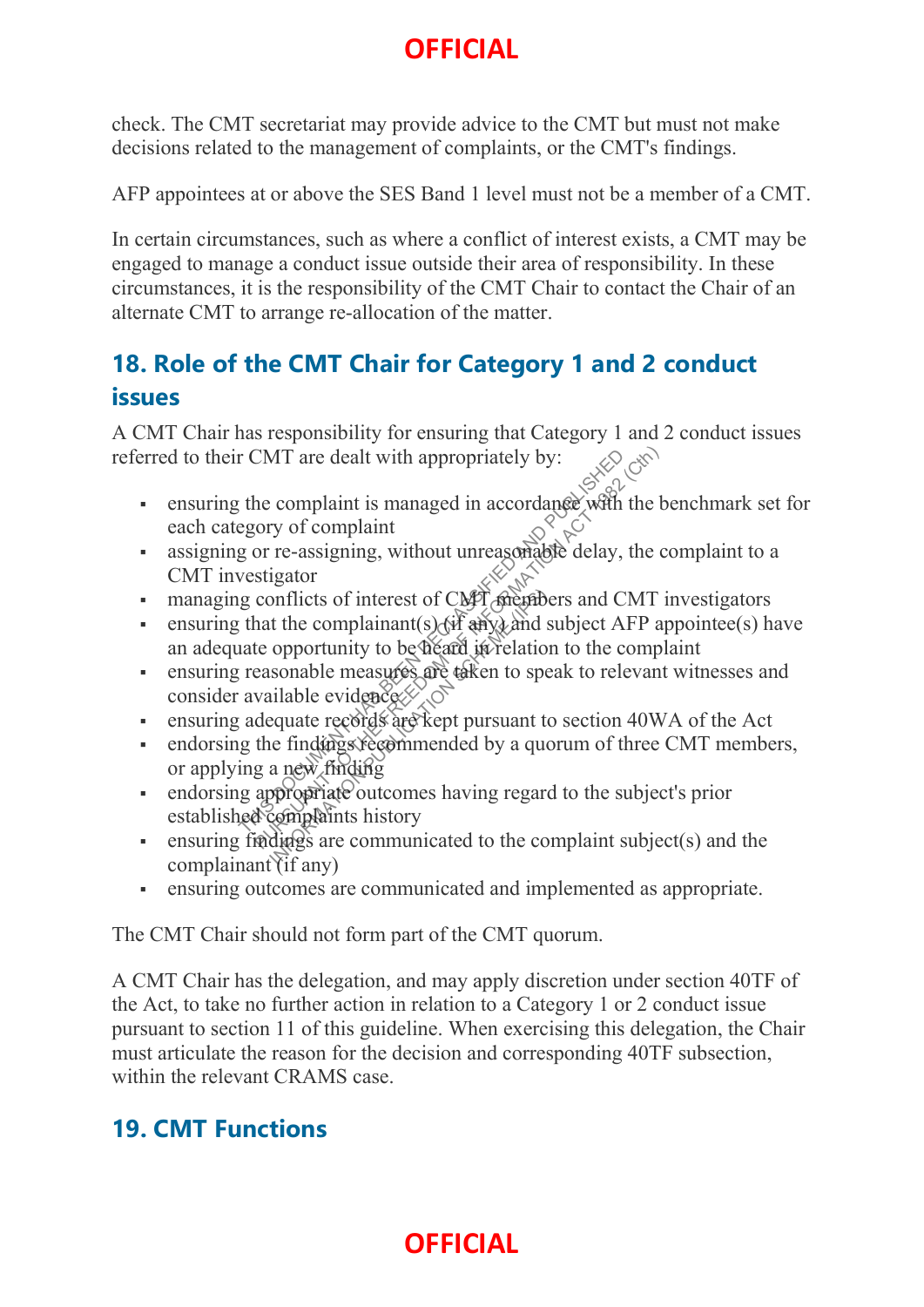check. The CMT secretariat may provide advice to the CMT but must not make decisions related to the management of complaints, or the CMT's findings.

AFP appointees at or above the SES Band 1 level must not be a member of a CMT.

In certain circumstances, such as where a conflict of interest exists, a CMT may be engaged to manage a conduct issue outside their area of responsibility. In these circumstances, it is the responsibility of the CMT Chair to contact the Chair of an alternate CMT to arrange re-allocation of the matter.

## 18. Role of the CMT Chair for Category 1 and 2 conduct issues

A CMT Chair has responsibility for ensuring that Category 1 and 2 conduct issues referred to their CMT are dealt with appropriately by:

- ensuring the complaint is managed in accordance with the benchmark set for each category of complaint
- assigning or re-assigning, without unreasonable delay, the complaint to a CMT investigator
- managing conflicts of interest of CMT members and CMT investigators
- ensuring that the complainant(s) (if any) and subject AFP appointee(s) have an adequate opportunity to be heard in relation to the complaint
- ensuring reasonable measures are taken to speak to relevant witnesses and consider available evidence
- ensuring adequate records are kept pursuant to section 40WA of the Act
- endorsing the findings recommended by a quorum of three CMT members, or applying a new finding
- endorsing appropriate outcomes having regard to the subject's prior established complaints history
- ensuring findings are communicated to the complaint subject(s) and the complainant (if any)
- ensuring outcomes are communicated and implemented as appropriate.

The CMT Chair should not form part of the CMT quorum.

A CMT Chair has the delegation, and may apply discretion under section 40TF of the Act, to take no further action in relation to a Category 1 or 2 conduct issue pursuant to section 11 of this guideline. When exercising this delegation, the Chair must articulate the reason for the decision and corresponding 40TF subsection, within the relevant CRAMS case.

## 19. CMT Functions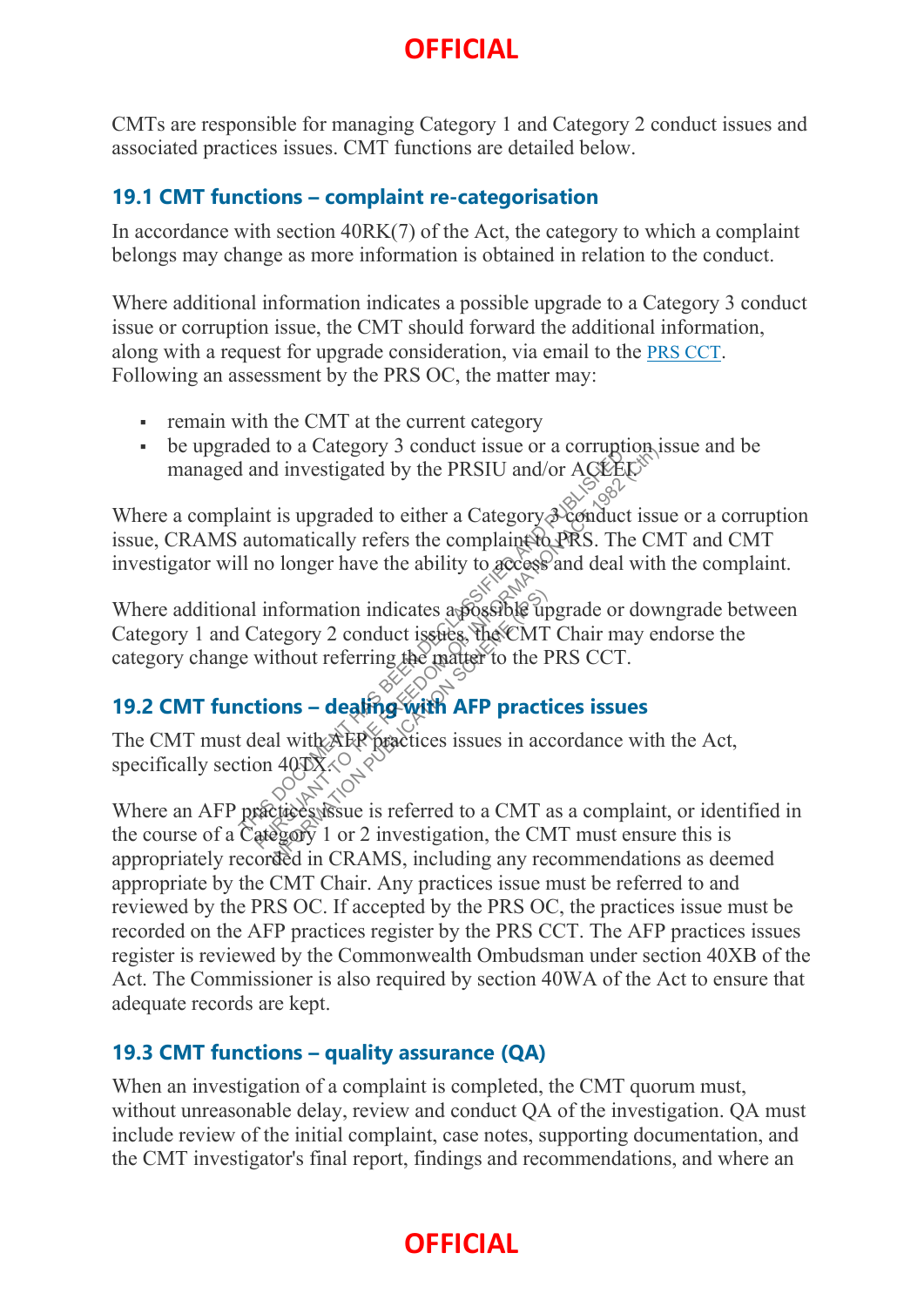CMTs are responsible for managing Category 1 and Category 2 conduct issues and associated practices issues. CMT functions are detailed below.

### 19.1 CMT functions – complaint re-categorisation

In accordance with section 40RK(7) of the Act, the category to which a complaint belongs may change as more information is obtained in relation to the conduct.

Where additional information indicates a possible upgrade to a Category 3 conduct issue or corruption issue, the CMT should forward the additional information, along with a request for upgrade consideration, via email to the PRS CCT. Following an assessment by the PRS OC, the matter may:

- remain with the CMT at the current category
- be upgraded to a Category 3 conduct issue or a corruption issue and be managed and investigated by the PRSIU and/or ACLEI.

Where a complaint is upgraded to either a Category 3 conduct issue or a corruption issue, CRAMS automatically refers the complaint to PRS. The CMT and CMT investigator will no longer have the ability to access and deal with the complaint.

Where additional information indicates a possible upgrade or downgrade between Category 1 and Category 2 conduct issues, the CMT Chair may endorse the category change without referring the matter to the PRS CCT.

### 19.2 CMT functions – dealing with AFP practices issues

The CMT must deal with AFP practices issues in accordance with the Act, specifically section 40TX.

Where an AFP practices issue is referred to a CMT as a complaint, or identified in the course of a Category 1 or 2 investigation, the CMT must ensure this is appropriately recorded in CRAMS, including any recommendations as deemed appropriate by the CMT Chair. Any practices issue must be referred to and reviewed by the PRS OC. If accepted by the PRS OC, the practices issue must be recorded on the AFP practices register by the PRS CCT. The AFP practices issues register is reviewed by the Commonwealth Ombudsman under section 40XB of the Act. The Commissioner is also required by section 40WA of the Act to ensure that adequate records are kept.

### 19.3 CMT functions – quality assurance (QA)

When an investigation of a complaint is completed, the CMT quorum must, without unreasonable delay, review and conduct QA of the investigation. QA must include review of the initial complaint, case notes, supporting documentation, and the CMT investigator's final report, findings and recommendations, and where an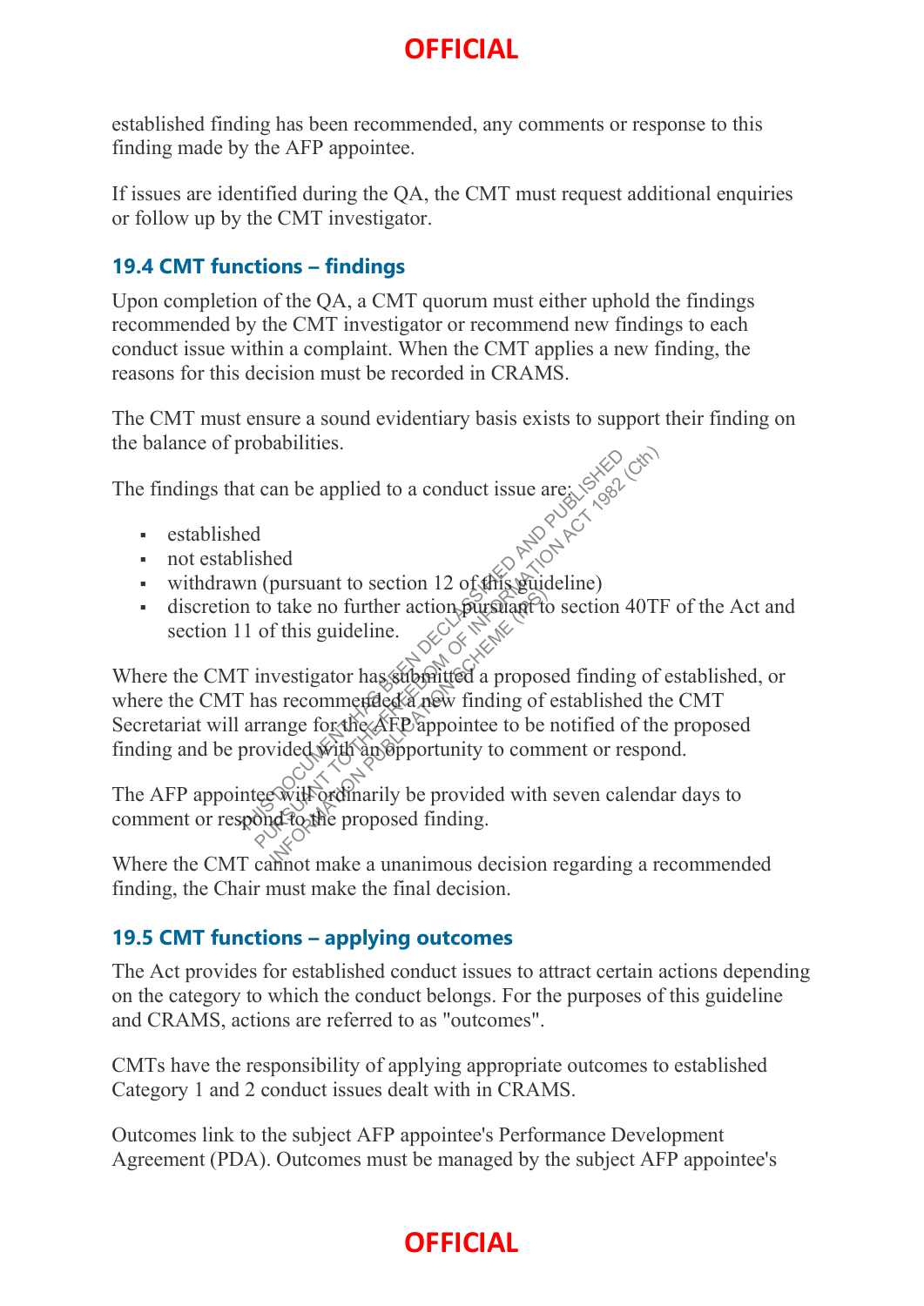established finding has been recommended, any comments or response to this finding made by the AFP appointee.

If issues are identified during the QA, the CMT must request additional enquiries or follow up by the CMT investigator.

### 19.4 CMT functions – findings

Upon completion of the QA, a CMT quorum must either uphold the findings recommended by the CMT investigator or recommend new findings to each conduct issue within a complaint. When the CMT applies a new finding, the reasons for this decision must be recorded in CRAMS.

The CMT must ensure a sound evidentiary basis exists to support their finding on the balance of probabilities.

The findings that can be applied to a conduct issue are:

- established
- not established
- withdrawn (pursuant to section 12 of this guideline)
- discretion to take no further action pursuant to section 40TF of the Act and section 11 of this guideline.

Where the CMT investigator has submitted a proposed finding of established, or where the CMT has recommended a new finding of established the CMT Secretariat will arrange for the AFP appointee to be notified of the proposed finding and be provided with an opportunity to comment or respond.

The AFP appointee will ordinarily be provided with seven calendar days to comment or respond to the proposed finding.

Where the CMT cannot make a unanimous decision regarding a recommended finding, the Chair must make the final decision.

### 19.5 CMT functions – applying outcomes

The Act provides for established conduct issues to attract certain actions depending on the category to which the conduct belongs. For the purposes of this guideline and CRAMS, actions are referred to as "outcomes".

CMTs have the responsibility of applying appropriate outcomes to established Category 1 and 2 conduct issues dealt with in CRAMS.

Outcomes link to the subject AFP appointee's Performance Development Agreement (PDA). Outcomes must be managed by the subject AFP appointee's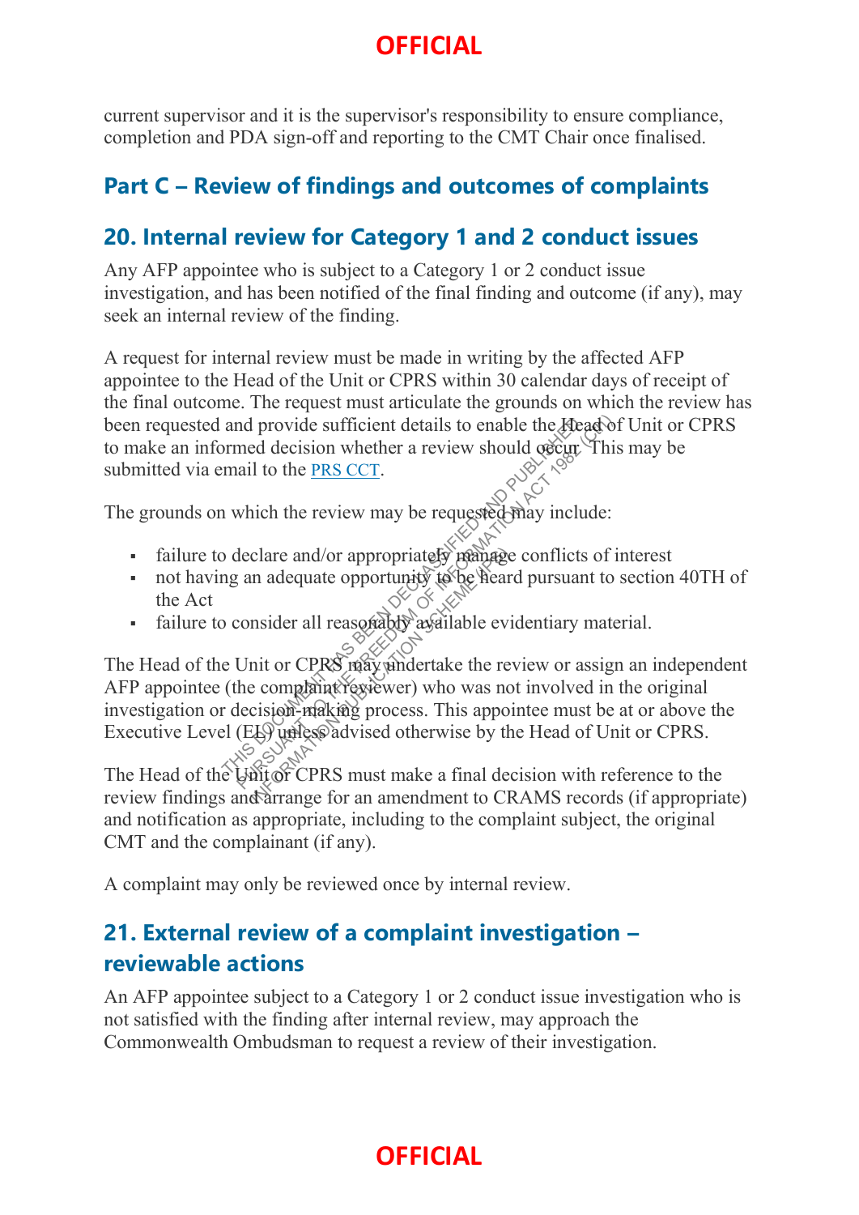current supervisor and it is the supervisor's responsibility to ensure compliance, completion and PDA sign-off and reporting to the CMT Chair once finalised.

## Part C – Review of findings and outcomes of complaints

### 20. Internal review for Category 1 and 2 conduct issues

Any AFP appointee who is subject to a Category 1 or 2 conduct issue investigation, and has been notified of the final finding and outcome (if any), may seek an internal review of the finding.

A request for internal review must be made in writing by the affected AFP appointee to the Head of the Unit or CPRS within 30 calendar days of receipt of the final outcome. The request must articulate the grounds on which the review has been requested and provide sufficient details to enable the Head of Unit or CPRS to make an informed decision whether a review should occur. This may be submitted via email to the PRS CCT.

The grounds on which the review may be requested may include:

- failure to declare and/or appropriately manage conflicts of interest
- not having an adequate opportunity to be heard pursuant to section 40TH of the Act
- failure to consider all reasonably available evidentiary material.

The Head of the Unit or CPRS may undertake the review or assign an independent AFP appointee (the complaint reviewer) who was not involved in the original investigation or decision-making process. This appointee must be at or above the Executive Level (EL) unless advised otherwise by the Head of Unit or CPRS.

The Head of the Unit or CPRS must make a final decision with reference to the review findings and arrange for an amendment to CRAMS records (if appropriate) and notification as appropriate, including to the complaint subject, the original CMT and the complainant (if any).

A complaint may only be reviewed once by internal review.

### 21. External review of a complaint investigation – reviewable actions

An AFP appointee subject to a Category 1 or 2 conduct issue investigation who is not satisfied with the finding after internal review, may approach the Commonwealth Ombudsman to request a review of their investigation.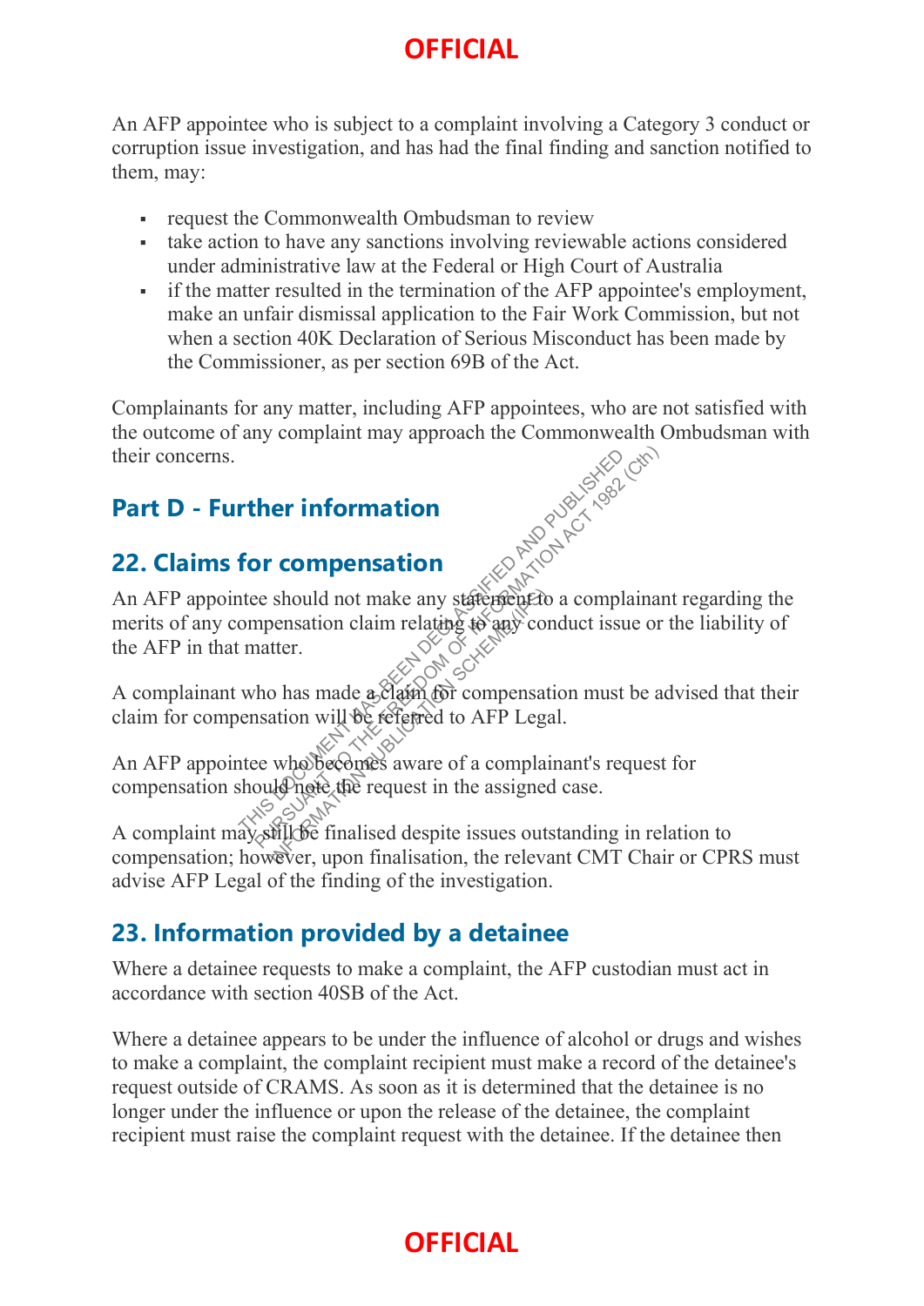An AFP appointee who is subject to a complaint involving a Category 3 conduct or corruption issue investigation, and has had the final finding and sanction notified to them, may:

- request the Commonwealth Ombudsman to review
- take action to have any sanctions involving reviewable actions considered under administrative law at the Federal or High Court of Australia
- if the matter resulted in the termination of the AFP appointee's employment, make an unfair dismissal application to the Fair Work Commission, but not when a section 40K Declaration of Serious Misconduct has been made by the Commissioner, as per section 69B of the Act.

Complainants for any matter, including AFP appointees, who are not satisfied with the outcome of any complaint may approach the Commonwealth Ombudsman with their concerns.

## Part D - Further information

## 22. Claims for compensation

An AFP appointee should not make any statement to a complainant regarding the merits of any compensation claim relating to any conduct issue or the liability of the AFP in that matter.

A complainant who has made a claim for compensation must be advised that their claim for compensation will be referred to AFP Legal.

An AFP appointee who becomes aware of a complainant's request for compensation should note the request in the assigned case.

A complaint may still be finalised despite issues outstanding in relation to compensation; however, upon finalisation, the relevant CMT Chair or CPRS must advise AFP Legal of the finding of the investigation.

## 23. Information provided by a detainee

Where a detainee requests to make a complaint, the AFP custodian must act in accordance with section 40SB of the Act.

Where a detainee appears to be under the influence of alcohol or drugs and wishes to make a complaint, the complaint recipient must make a record of the detainee's request outside of CRAMS. As soon as it is determined that the detainee is no longer under the influence or upon the release of the detainee, the complaint recipient must raise the complaint request with the detainee. If the detainee then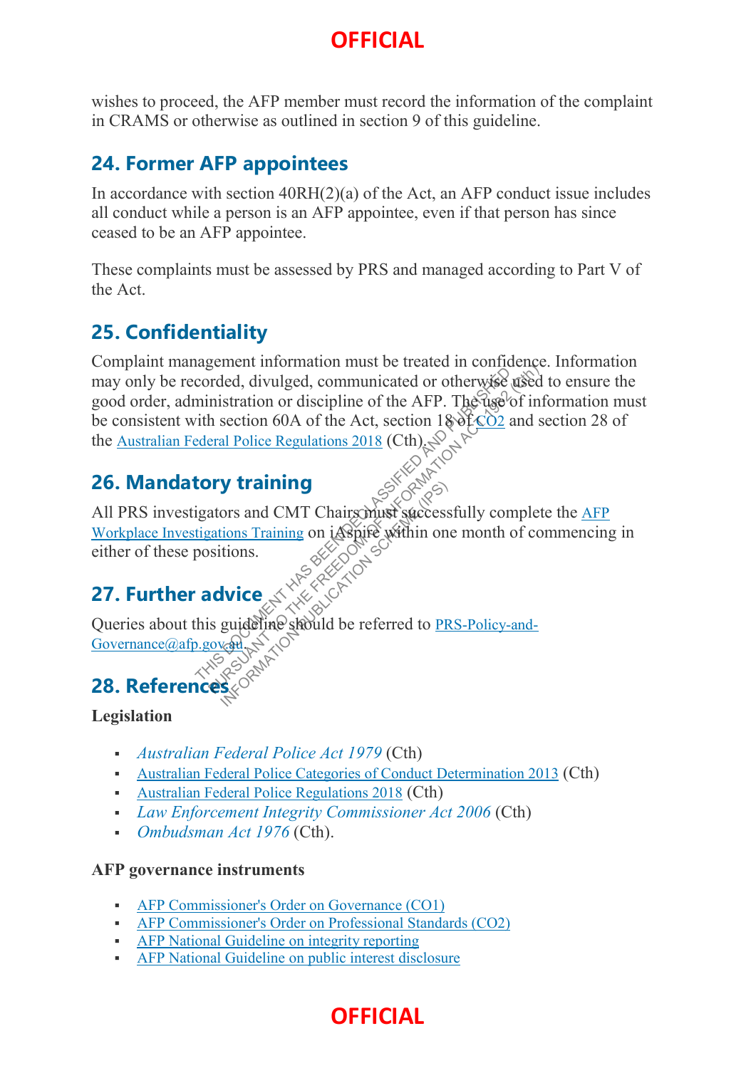wishes to proceed, the AFP member must record the information of the complaint in CRAMS or otherwise as outlined in section 9 of this guideline.

## 24. Former AFP appointees

In accordance with section 40RH(2)(a) of the Act, an AFP conduct issue includes all conduct while a person is an AFP appointee, even if that person has since ceased to be an AFP appointee.

These complaints must be assessed by PRS and managed according to Part V of the Act.

## 25. Confidentiality

Complaint management information must be treated in confidence. Information may only be recorded, divulged, communicated or otherwise used to ensure the good order, administration or discipline of the AFP. The use of information must be consistent with section 60A of the Act, section 18 of CO2 and section 28 of the Australian Federal Police Regulations 2018 (Cth).

## 26. Mandatory training

All PRS investigators and CMT Chairs must successfully complete the AFP Workplace Investigations Training on iAspire within one month of commencing in either of these positions.

## 27. Further advice

Queries about this guideline should be referred to PRS-Policy-and-Governance@afp.gov.au.

## 28. References

**Legislation**

- *Australian Federal Police Act 1979* (Cth)
- Australian Federal Police Categories of Conduct Determination 2013 (Cth)
- Australian Federal Police Regulations 2018 (Cth)
- *Law Enforcement Integrity Commissioner Act 2006* (Cth)
- *Ombudsman Act 1976* (Cth).

**AFP governance instruments**

- AFP Commissioner's Order on Governance (CO1)
- AFP Commissioner's Order on Professional Standards (CO2)
- AFP National Guideline on integrity reporting
- AFP National Guideline on public interest disclosure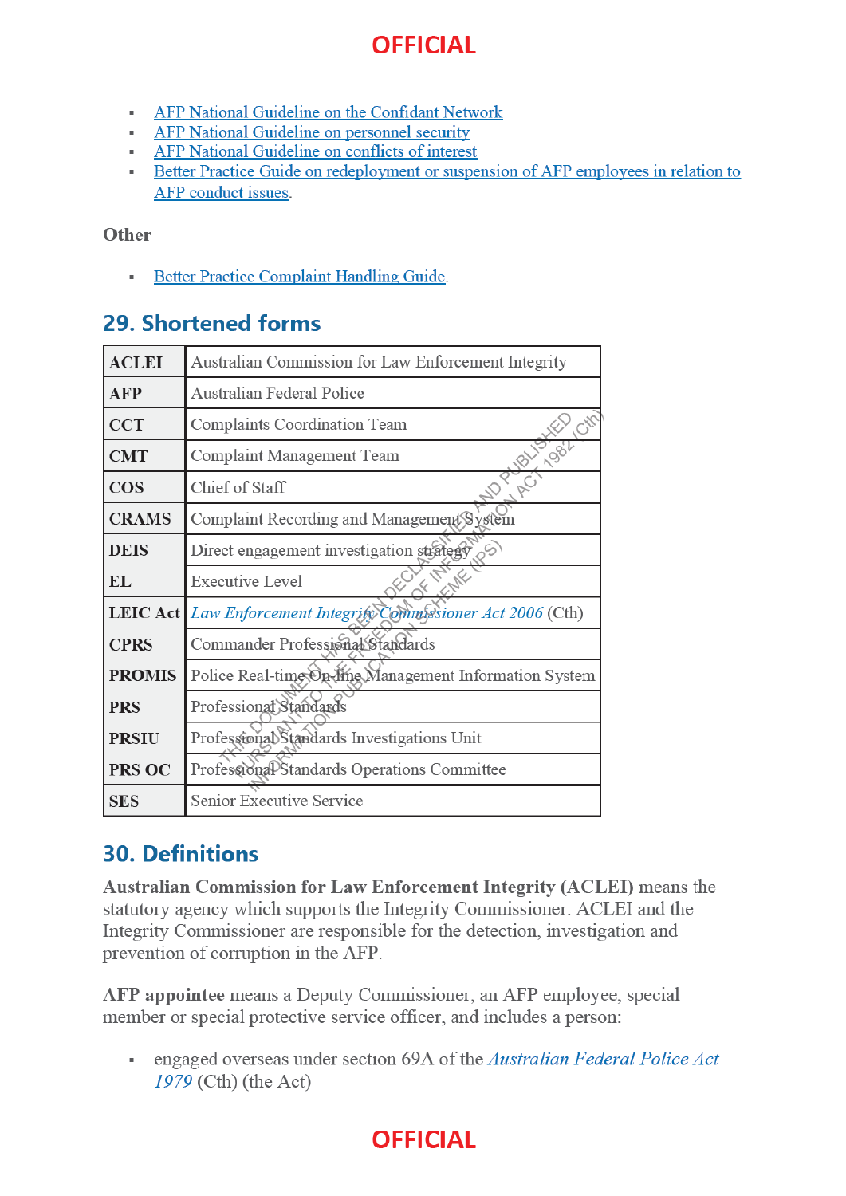- AFP National Guideline on the Confidant Network
- AFP National Guideline on personnel security
- AFP National Guideline on conflicts of interest
- Better Practice Guide on redeployment or suspension of AFP employees in relation to AFP conduct issues.

### Other

- Better Practice Complaint Handling Guide.

## 29. Shortened forms

| | |
|---|---|
| **ACLEI** | Australian Commission for Law Enforcement Integrity |
| **AFP** | Australian Federal Police |
| **CCT** | Complaints Coordination Team |
| **CMT** | Complaint Management Team |
| **COS** | Chief of Staff |
| **CRAMS** | Complaint Recording and Management System |
| **DEIS** | Direct engagement investigation strategy |
| **EL** | Executive Level |
| **LEIC Act** | *Law Enforcement Integrity Commissioner Act 2006* (Cth) |
| **CPRS** | Commander Professional Standards |
| **PROMIS** | Police Real-time On-line Management Information System |
| **PRS** | Professional Standards |
| **PRSIU** | Professional Standards Investigations Unit |
| **PRS OC** | Professional Standards Operations Committee |
| **SES** | Senior Executive Service |

## 30. Definitions

**Australian Commission for Law Enforcement Integrity (ACLEI)** means the statutory agency which supports the Integrity Commissioner. ACLEI and the Integrity Commissioner are responsible for the detection, investigation and prevention of corruption in the AFP.

**AFP appointee** means a Deputy Commissioner, an AFP employee, special member or special protective service officer, and includes a person:

- engaged overseas under section 69A of the *Australian Federal Police Act 1979* (Cth) (the Act)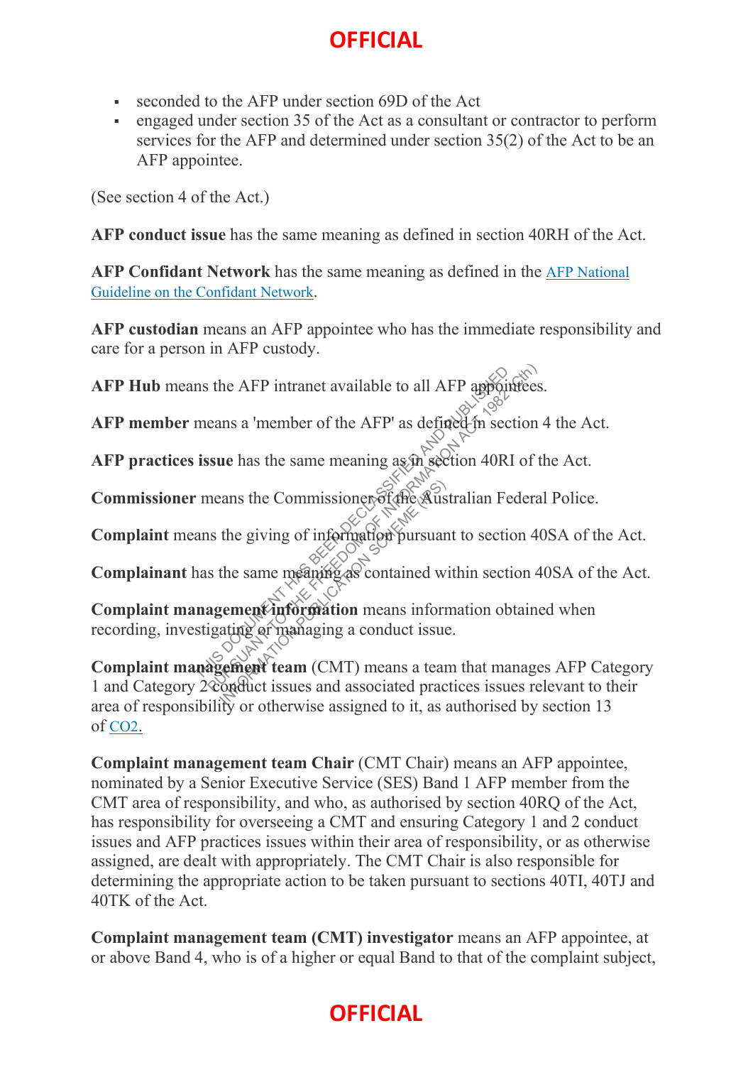- seconded to the AFP under section 69D of the Act
- engaged under section 35 of the Act as a consultant or contractor to perform services for the AFP and determined under section 35(2) of the Act to be an AFP appointee.

(See section 4 of the Act.)

**AFP conduct issue** has the same meaning as defined in section 40RH of the Act.

**AFP Confidant Network** has the same meaning as defined in the AFP National Guideline on the Confidant Network.

**AFP custodian** means an AFP appointee who has the immediate responsibility and care for a person in AFP custody.

**AFP Hub** means the AFP intranet available to all AFP appointees.

**AFP member** means a 'member of the AFP' as defined in section 4 the Act.

**AFP practices issue** has the same meaning as in section 40RI of the Act.

**Commissioner** means the Commissioner of the Australian Federal Police.

**Complaint** means the giving of information pursuant to section 40SA of the Act.

**Complainant** has the same meaning as contained within section 40SA of the Act.

**Complaint management information** means information obtained when recording, investigating or managing a conduct issue.

**Complaint management team** (CMT) means a team that manages AFP Category 1 and Category 2 conduct issues and associated practices issues relevant to their area of responsibility or otherwise assigned to it, as authorised by section 13 of CO2.

**Complaint management team Chair** (CMT Chair) means an AFP appointee, nominated by a Senior Executive Service (SES) Band 1 AFP member from the CMT area of responsibility, and who, as authorised by section 40RQ of the Act, has responsibility for overseeing a CMT and ensuring Category 1 and 2 conduct issues and AFP practices issues within their area of responsibility, or as otherwise assigned, are dealt with appropriately. The CMT Chair is also responsible for determining the appropriate action to be taken pursuant to sections 40TI, 40TJ and 40TK of the Act.

**Complaint management team (CMT) investigator** means an AFP appointee, at or above Band 4, who is of a higher or equal Band to that of the complaint subject,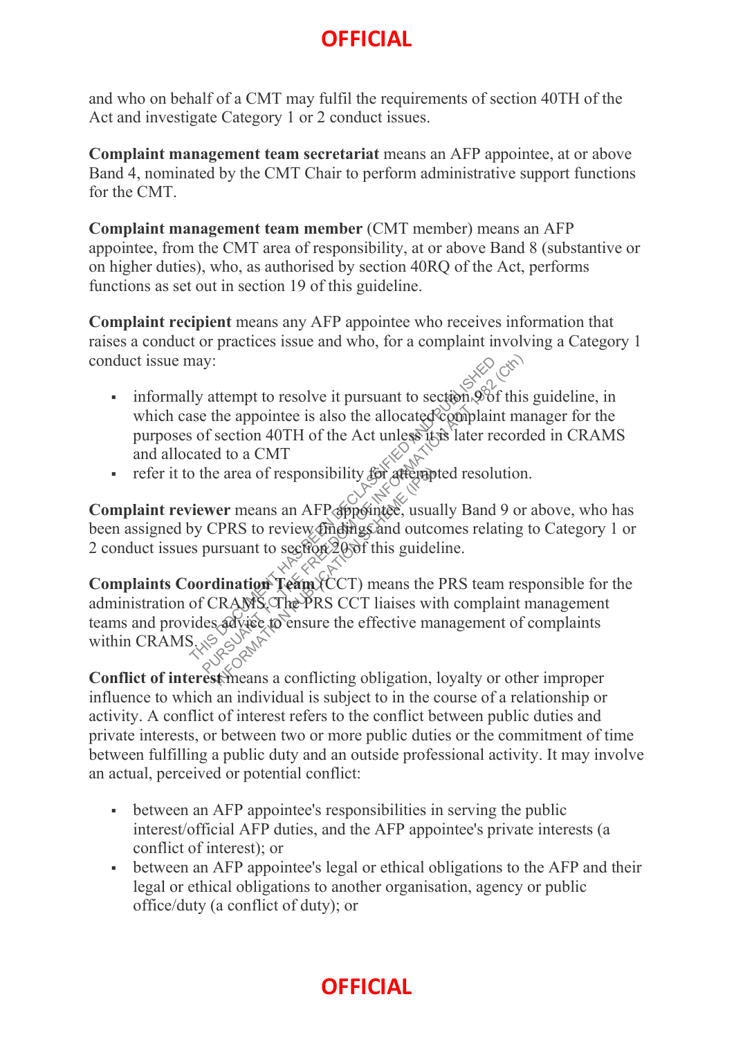and who on behalf of a CMT may fulfil the requirements of section 40TH of the Act and investigate Category 1 or 2 conduct issues.

**Complaint management team secretariat** means an AFP appointee, at or above Band 4, nominated by the CMT Chair to perform administrative support functions for the CMT.

**Complaint management team member** (CMT member) means an AFP appointee, from the CMT area of responsibility, at or above Band 8 (substantive or on higher duties), who, as authorised by section 40RQ of the Act, performs functions as set out in section 19 of this guideline.

**Complaint recipient** means any AFP appointee who receives information that raises a conduct or practices issue and who, for a complaint involving a Category 1 conduct issue may:

- informally attempt to resolve it pursuant to section 9 of this guideline, in which case the appointee is also the allocated complaint manager for the purposes of section 40TH of the Act unless it is later recorded in CRAMS and allocated to a CMT
- refer it to the area of responsibility for attempted resolution.

**Complaint reviewer** means an AFP appointee, usually Band 9 or above, who has been assigned by CPRS to review findings and outcomes relating to Category 1 or 2 conduct issues pursuant to section 20 of this guideline.

**Complaints Coordination Team** (CCT) means the PRS team responsible for the administration of CRAMS. The PRS CCT liaises with complaint management teams and provides advice to ensure the effective management of complaints within CRAMS.

**Conflict of interest** means a conflicting obligation, loyalty or other improper influence to which an individual is subject to in the course of a relationship or activity. A conflict of interest refers to the conflict between public duties and private interests, or between two or more public duties or the commitment of time between fulfilling a public duty and an outside professional activity. It may involve an actual, perceived or potential conflict:

- between an AFP appointee's responsibilities in serving the public interest/official AFP duties, and the AFP appointee's private interests (a conflict of interest); or
- between an AFP appointee's legal or ethical obligations to the AFP and their legal or ethical obligations to another organisation, agency or public office/duty (a conflict of duty); or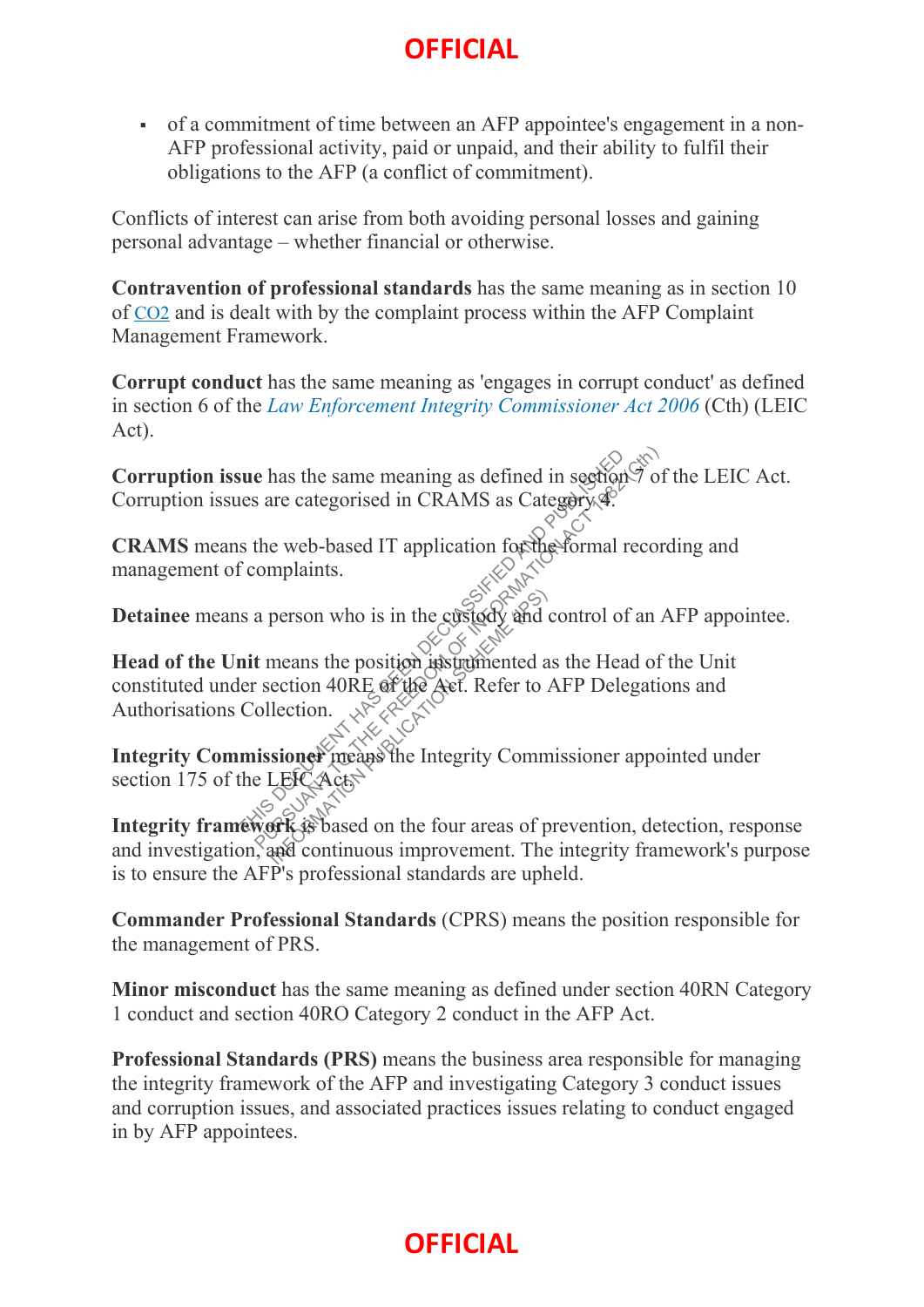- of a commitment of time between an AFP appointee's engagement in a non-AFP professional activity, paid or unpaid, and their ability to fulfil their obligations to the AFP (a conflict of commitment).

Conflicts of interest can arise from both avoiding personal losses and gaining personal advantage – whether financial or otherwise.

**Contravention of professional standards** has the same meaning as in section 10 of CO2 and is dealt with by the complaint process within the AFP Complaint Management Framework.

**Corrupt conduct** has the same meaning as 'engages in corrupt conduct' as defined in section 6 of the *Law Enforcement Integrity Commissioner Act 2006* (Cth) (LEIC Act).

**Corruption issue** has the same meaning as defined in section 7 of the LEIC Act. Corruption issues are categorised in CRAMS as Category 4.

**CRAMS** means the web-based IT application for the formal recording and management of complaints.

**Detainee** means a person who is in the custody and control of an AFP appointee.

**Head of the Unit** means the position instrumented as the Head of the Unit constituted under section 40RE of the Act. Refer to AFP Delegations and Authorisations Collection.

**Integrity Commissioner** means the Integrity Commissioner appointed under section 175 of the LEIC Act.

**Integrity framework** is based on the four areas of prevention, detection, response and investigation, and continuous improvement. The integrity framework's purpose is to ensure the AFP's professional standards are upheld.

**Commander Professional Standards** (CPRS) means the position responsible for the management of PRS.

**Minor misconduct** has the same meaning as defined under section 40RN Category 1 conduct and section 40RO Category 2 conduct in the AFP Act.

**Professional Standards (PRS)** means the business area responsible for managing the integrity framework of the AFP and investigating Category 3 conduct issues and corruption issues, and associated practices issues relating to conduct engaged in by AFP appointees.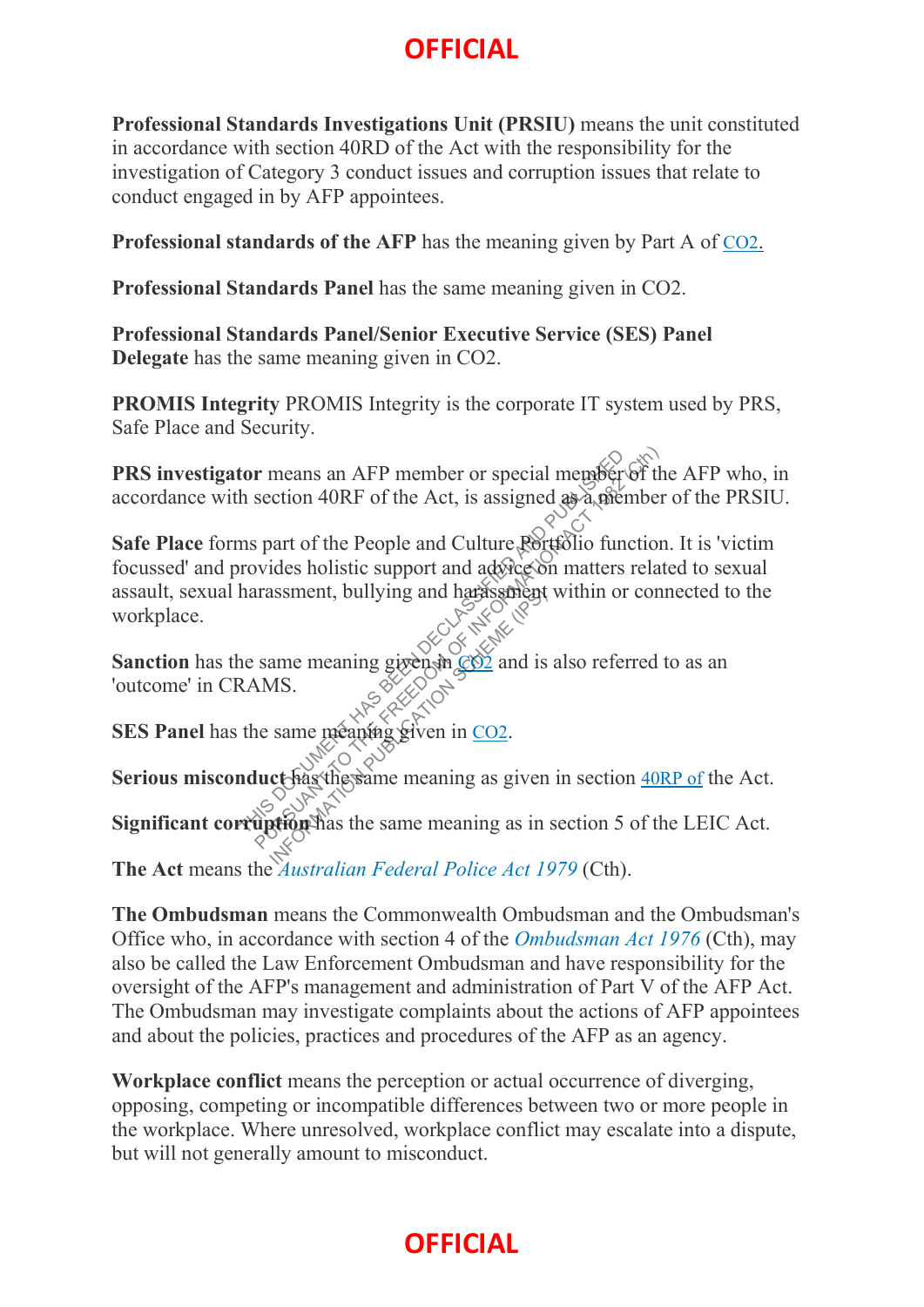**Professional Standards Investigations Unit (PRSIU)** means the unit constituted in accordance with section 40RD of the Act with the responsibility for the investigation of Category 3 conduct issues and corruption issues that relate to conduct engaged in by AFP appointees.

**Professional standards of the AFP** has the meaning given by Part A of CO2.

**Professional Standards Panel** has the same meaning given in CO2.

**Professional Standards Panel/Senior Executive Service (SES) Panel Delegate** has the same meaning given in CO2.

**PROMIS Integrity** PROMIS Integrity is the corporate IT system used by PRS, Safe Place and Security.

**PRS investigator** means an AFP member or special member of the AFP who, in accordance with section 40RF of the Act, is assigned as a member of the PRSIU.

**Safe Place** forms part of the People and Culture Portfolio function. It is 'victim focussed' and provides holistic support and advice on matters related to sexual assault, sexual harassment, bullying and harassment within or connected to the workplace.

**Sanction** has the same meaning given in CO2 and is also referred to as an 'outcome' in CRAMS.

**SES Panel** has the same meaning given in CO2.

**Serious misconduct** has the same meaning as given in section 40RP of the Act.

**Significant corruption** has the same meaning as in section 5 of the LEIC Act.

**The Act** means the *Australian Federal Police Act 1979* (Cth).

**The Ombudsman** means the Commonwealth Ombudsman and the Ombudsman's Office who, in accordance with section 4 of the *Ombudsman Act 1976* (Cth), may also be called the Law Enforcement Ombudsman and have responsibility for the oversight of the AFP's management and administration of Part V of the AFP Act. The Ombudsman may investigate complaints about the actions of AFP appointees and about the policies, practices and procedures of the AFP as an agency.

**Workplace conflict** means the perception or actual occurrence of diverging, opposing, competing or incompatible differences between two or more people in the workplace. Where unresolved, workplace conflict may escalate into a dispute, but will not generally amount to misconduct.